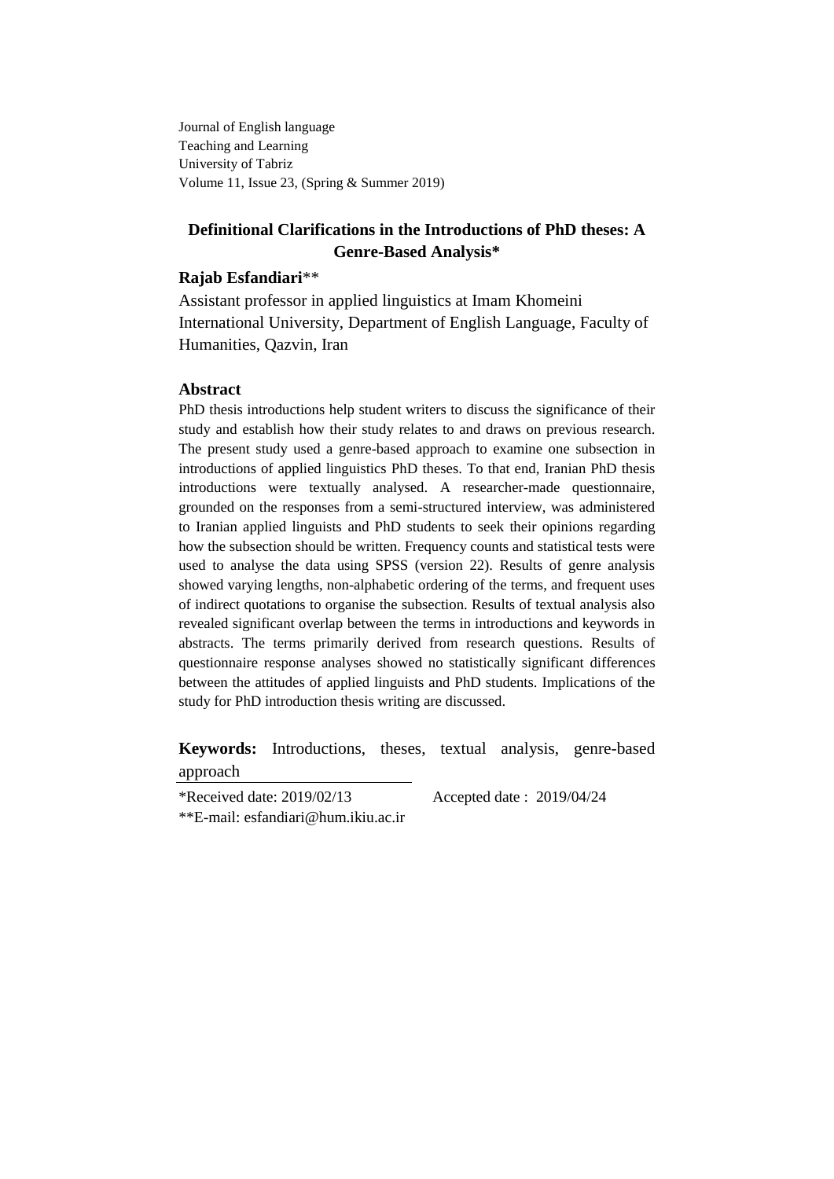Journal of English language
Teaching and Learning
University of Tabriz
Volume 11, Issue 23, (Spring & Summer 2019)

# Definitional Clarifications in the Introductions of PhD theses: A Genre-Based Analysis*

**Rajab Esfandiari****

Assistant professor in applied linguistics at Imam Khomeini International University, Department of English Language, Faculty of Humanities, Qazvin, Iran

## Abstract

PhD thesis introductions help student writers to discuss the significance of their study and establish how their study relates to and draws on previous research. The present study used a genre-based approach to examine one subsection in introductions of applied linguistics PhD theses. To that end, Iranian PhD thesis introductions were textually analysed. A researcher-made questionnaire, grounded on the responses from a semi-structured interview, was administered to Iranian applied linguists and PhD students to seek their opinions regarding how the subsection should be written. Frequency counts and statistical tests were used to analyse the data using SPSS (version 22). Results of genre analysis showed varying lengths, non-alphabetic ordering of the terms, and frequent uses of indirect quotations to organise the subsection. Results of textual analysis also revealed significant overlap between the terms in introductions and keywords in abstracts. The terms primarily derived from research questions. Results of questionnaire response analyses showed no statistically significant differences between the attitudes of applied linguists and PhD students. Implications of the study for PhD introduction thesis writing are discussed.

**Keywords:** Introductions, theses, textual analysis, genre-based approach

*Received date: 2019/02/13 Accepted date : 2019/04/24

**E-mail: esfandiari@hum.ikiu.ac.ir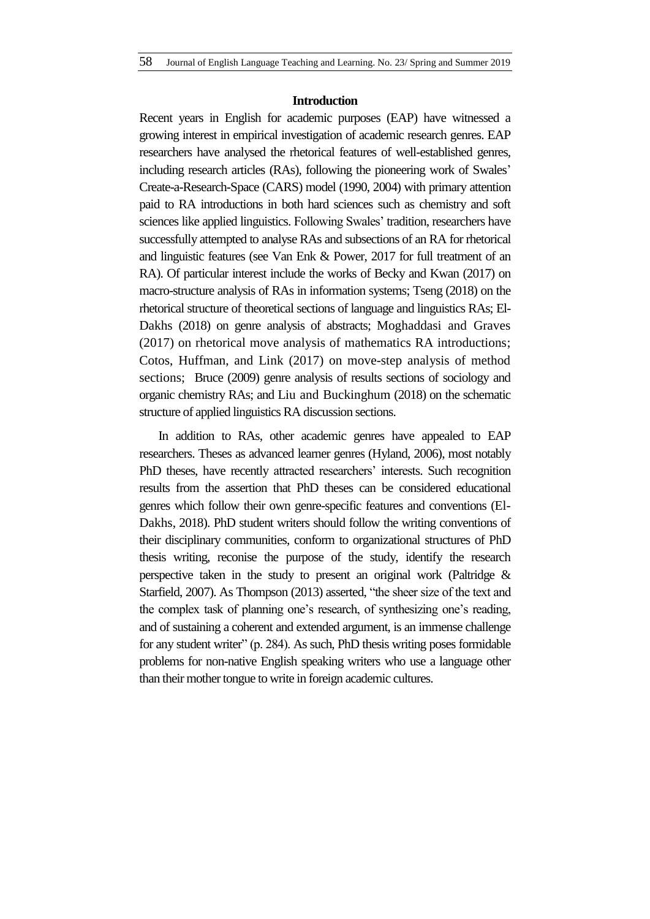## Introduction

Recent years in English for academic purposes (EAP) have witnessed a growing interest in empirical investigation of academic research genres. EAP researchers have analysed the rhetorical features of well-established genres, including research articles (RAs), following the pioneering work of Swales' Create-a-Research-Space (CARS) model (1990, 2004) with primary attention paid to RA introductions in both hard sciences such as chemistry and soft sciences like applied linguistics. Following Swales' tradition, researchers have successfully attempted to analyse RAs and subsections of an RA for rhetorical and linguistic features (see Van Enk & Power, 2017 for full treatment of an RA). Of particular interest include the works of Becky and Kwan (2017) on macro-structure analysis of RAs in information systems; Tseng (2018) on the rhetorical structure of theoretical sections of language and linguistics RAs; El-Dakhs (2018) on genre analysis of abstracts; Moghaddasi and Graves (2017) on rhetorical move analysis of mathematics RA introductions; Cotos, Huffman, and Link (2017) on move-step analysis of method sections; Bruce (2009) genre analysis of results sections of sociology and organic chemistry RAs; and Liu and Buckinghum (2018) on the schematic structure of applied linguistics RA discussion sections.

In addition to RAs, other academic genres have appealed to EAP researchers. Theses as advanced learner genres (Hyland, 2006), most notably PhD theses, have recently attracted researchers' interests. Such recognition results from the assertion that PhD theses can be considered educational genres which follow their own genre-specific features and conventions (El-Dakhs, 2018). PhD student writers should follow the writing conventions of their disciplinary communities, conform to organizational structures of PhD thesis writing, reconise the purpose of the study, identify the research perspective taken in the study to present an original work (Paltridge & Starfield, 2007). As Thompson (2013) asserted, "the sheer size of the text and the complex task of planning one's research, of synthesizing one's reading, and of sustaining a coherent and extended argument, is an immense challenge for any student writer" (p. 284). As such, PhD thesis writing poses formidable problems for non-native English speaking writers who use a language other than their mother tongue to write in foreign academic cultures.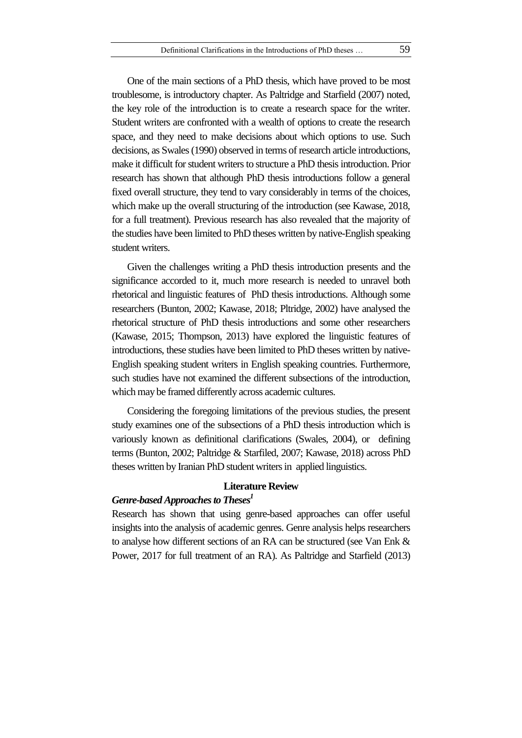One of the main sections of a PhD thesis, which have proved to be most troublesome, is introductory chapter. As Paltridge and Starfield (2007) noted, the key role of the introduction is to create a research space for the writer. Student writers are confronted with a wealth of options to create the research space, and they need to make decisions about which options to use. Such decisions, as Swales (1990) observed in terms of research article introductions, make it difficult for student writers to structure a PhD thesis introduction. Prior research has shown that although PhD thesis introductions follow a general fixed overall structure, they tend to vary considerably in terms of the choices, which make up the overall structuring of the introduction (see Kawase, 2018, for a full treatment). Previous research has also revealed that the majority of the studies have been limited to PhD theses written by native-English speaking student writers.

Given the challenges writing a PhD thesis introduction presents and the significance accorded to it, much more research is needed to unravel both rhetorical and linguistic features of PhD thesis introductions. Although some researchers (Bunton, 2002; Kawase, 2018; Pltridge, 2002) have analysed the rhetorical structure of PhD thesis introductions and some other researchers (Kawase, 2015; Thompson, 2013) have explored the linguistic features of introductions, these studies have been limited to PhD theses written by native-English speaking student writers in English speaking countries. Furthermore, such studies have not examined the different subsections of the introduction, which may be framed differently across academic cultures.

Considering the foregoing limitations of the previous studies, the present study examines one of the subsections of a PhD thesis introduction which is variously known as definitional clarifications (Swales, 2004), or defining terms (Bunton, 2002; Paltridge & Starfiled, 2007; Kawase, 2018) across PhD theses written by Iranian PhD student writers in applied linguistics.

## Literature Review

### *Genre-based Approaches to Theses*[1]

Research has shown that using genre-based approaches can offer useful insights into the analysis of academic genres. Genre analysis helps researchers to analyse how different sections of an RA can be structured (see Van Enk & Power, 2017 for full treatment of an RA). As Paltridge and Starfield (2013)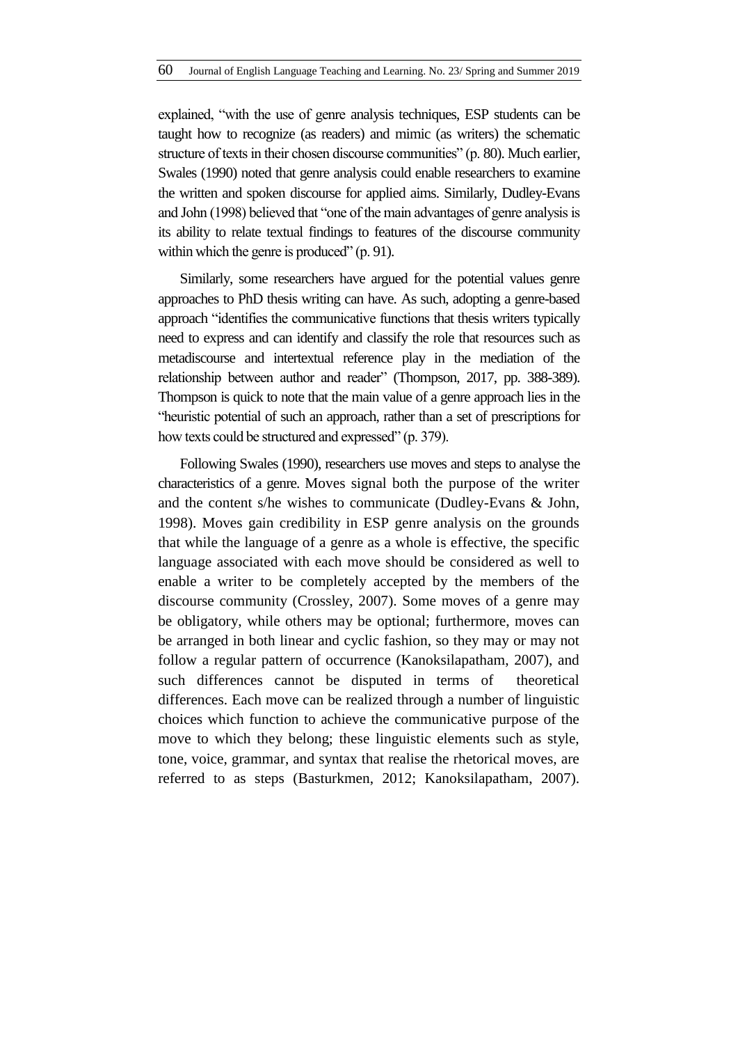explained, "with the use of genre analysis techniques, ESP students can be taught how to recognize (as readers) and mimic (as writers) the schematic structure of texts in their chosen discourse communities" (p. 80). Much earlier, Swales (1990) noted that genre analysis could enable researchers to examine the written and spoken discourse for applied aims. Similarly, Dudley-Evans and John (1998) believed that "one of the main advantages of genre analysis is its ability to relate textual findings to features of the discourse community within which the genre is produced" (p. 91).

Similarly, some researchers have argued for the potential values genre approaches to PhD thesis writing can have. As such, adopting a genre-based approach "identifies the communicative functions that thesis writers typically need to express and can identify and classify the role that resources such as metadiscourse and intertextual reference play in the mediation of the relationship between author and reader" (Thompson, 2017, pp. 388-389). Thompson is quick to note that the main value of a genre approach lies in the "heuristic potential of such an approach, rather than a set of prescriptions for how texts could be structured and expressed" (p. 379).

Following Swales (1990), researchers use moves and steps to analyse the characteristics of a genre. Moves signal both the purpose of the writer and the content s/he wishes to communicate (Dudley-Evans & John, 1998). Moves gain credibility in ESP genre analysis on the grounds that while the language of a genre as a whole is effective, the specific language associated with each move should be considered as well to enable a writer to be completely accepted by the members of the discourse community (Crossley, 2007). Some moves of a genre may be obligatory, while others may be optional; furthermore, moves can be arranged in both linear and cyclic fashion, so they may or may not follow a regular pattern of occurrence (Kanoksilapatham, 2007), and such differences cannot be disputed in terms of theoretical differences. Each move can be realized through a number of linguistic choices which function to achieve the communicative purpose of the move to which they belong; these linguistic elements such as style, tone, voice, grammar, and syntax that realise the rhetorical moves, are referred to as steps (Basturkmen, 2012; Kanoksilapatham, 2007).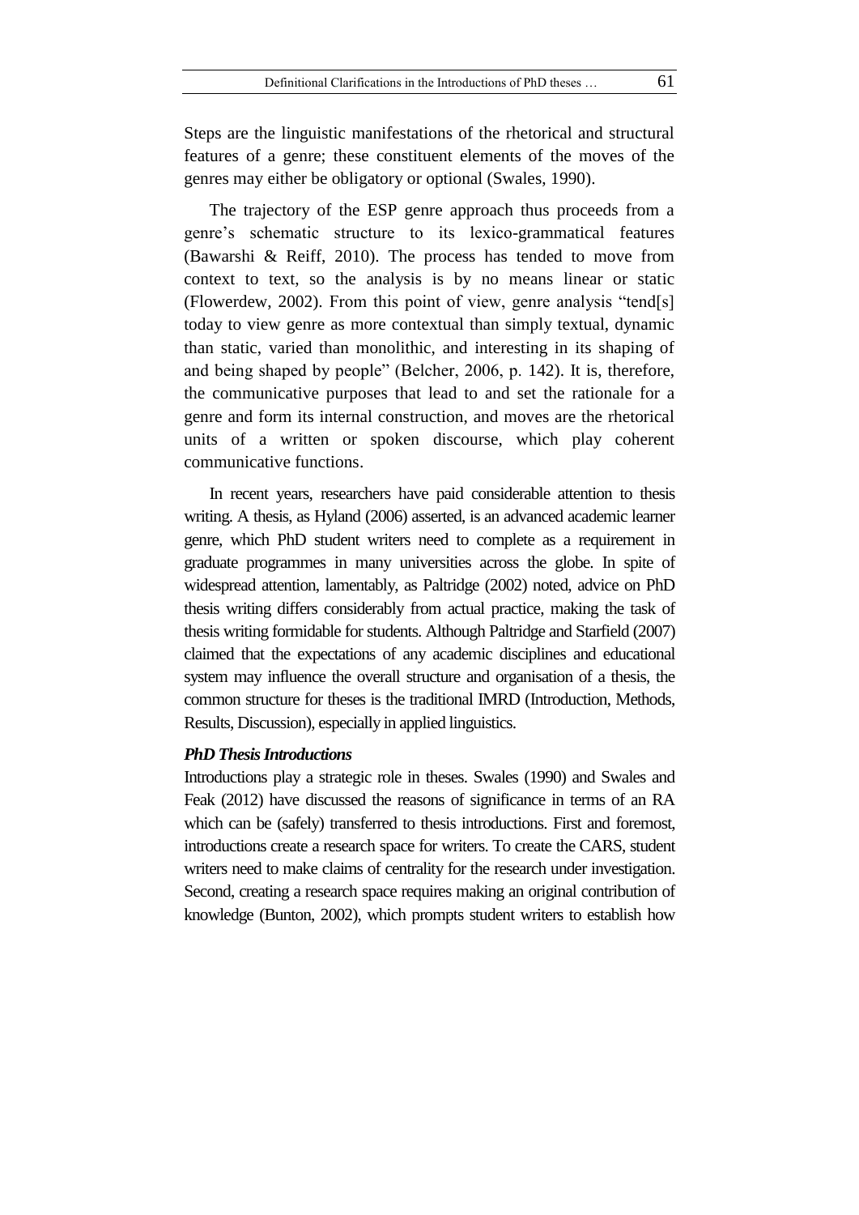Steps are the linguistic manifestations of the rhetorical and structural features of a genre; these constituent elements of the moves of the genres may either be obligatory or optional (Swales, 1990).

The trajectory of the ESP genre approach thus proceeds from a genre's schematic structure to its lexico-grammatical features (Bawarshi & Reiff, 2010). The process has tended to move from context to text, so the analysis is by no means linear or static (Flowerdew, 2002). From this point of view, genre analysis "tend[s] today to view genre as more contextual than simply textual, dynamic than static, varied than monolithic, and interesting in its shaping of and being shaped by people" (Belcher, 2006, p. 142). It is, therefore, the communicative purposes that lead to and set the rationale for a genre and form its internal construction, and moves are the rhetorical units of a written or spoken discourse, which play coherent communicative functions.

In recent years, researchers have paid considerable attention to thesis writing. A thesis, as Hyland (2006) asserted, is an advanced academic learner genre, which PhD student writers need to complete as a requirement in graduate programmes in many universities across the globe. In spite of widespread attention, lamentably, as Paltridge (2002) noted, advice on PhD thesis writing differs considerably from actual practice, making the task of thesis writing formidable for students. Although Paltridge and Starfield (2007) claimed that the expectations of any academic disciplines and educational system may influence the overall structure and organisation of a thesis, the common structure for theses is the traditional IMRD (Introduction, Methods, Results, Discussion), especially in applied linguistics.

***PhD Thesis Introductions***

Introductions play a strategic role in theses. Swales (1990) and Swales and Feak (2012) have discussed the reasons of significance in terms of an RA which can be (safely) transferred to thesis introductions. First and foremost, introductions create a research space for writers. To create the CARS, student writers need to make claims of centrality for the research under investigation. Second, creating a research space requires making an original contribution of knowledge (Bunton, 2002), which prompts student writers to establish how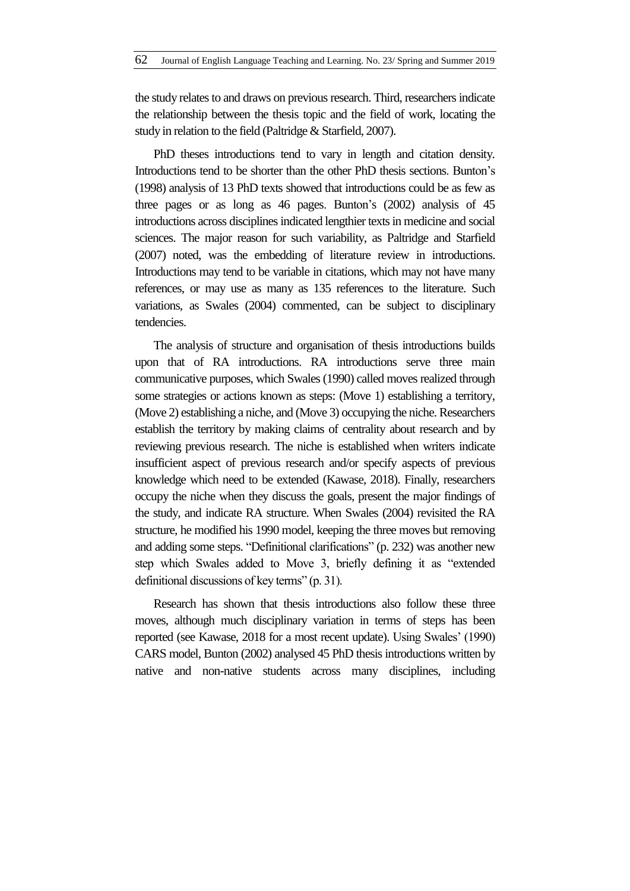the study relates to and draws on previous research. Third, researchers indicate the relationship between the thesis topic and the field of work, locating the study in relation to the field (Paltridge & Starfield, 2007).

PhD theses introductions tend to vary in length and citation density. Introductions tend to be shorter than the other PhD thesis sections. Bunton's (1998) analysis of 13 PhD texts showed that introductions could be as few as three pages or as long as 46 pages. Bunton's (2002) analysis of 45 introductions across disciplines indicated lengthier texts in medicine and social sciences. The major reason for such variability, as Paltridge and Starfield (2007) noted, was the embedding of literature review in introductions. Introductions may tend to be variable in citations, which may not have many references, or may use as many as 135 references to the literature. Such variations, as Swales (2004) commented, can be subject to disciplinary tendencies.

The analysis of structure and organisation of thesis introductions builds upon that of RA introductions. RA introductions serve three main communicative purposes, which Swales (1990) called moves realized through some strategies or actions known as steps: (Move 1) establishing a territory, (Move 2) establishing a niche, and (Move 3) occupying the niche. Researchers establish the territory by making claims of centrality about research and by reviewing previous research. The niche is established when writers indicate insufficient aspect of previous research and/or specify aspects of previous knowledge which need to be extended (Kawase, 2018). Finally, researchers occupy the niche when they discuss the goals, present the major findings of the study, and indicate RA structure. When Swales (2004) revisited the RA structure, he modified his 1990 model, keeping the three moves but removing and adding some steps. "Definitional clarifications" (p. 232) was another new step which Swales added to Move 3, briefly defining it as "extended definitional discussions of key terms" (p. 31).

Research has shown that thesis introductions also follow these three moves, although much disciplinary variation in terms of steps has been reported (see Kawase, 2018 for a most recent update). Using Swales' (1990) CARS model, Bunton (2002) analysed 45 PhD thesis introductions written by native and non-native students across many disciplines, including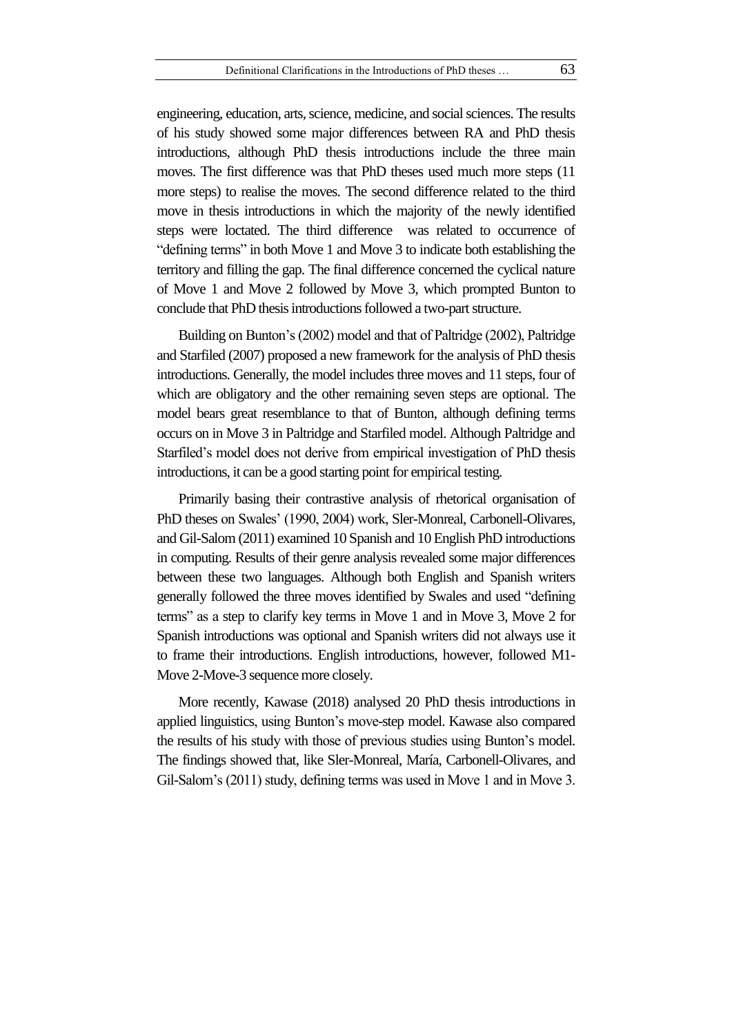engineering, education, arts, science, medicine, and social sciences. The results of his study showed some major differences between RA and PhD thesis introductions, although PhD thesis introductions include the three main moves. The first difference was that PhD theses used much more steps (11 more steps) to realise the moves. The second difference related to the third move in thesis introductions in which the majority of the newly identified steps were loctated. The third difference was related to occurrence of "defining terms" in both Move 1 and Move 3 to indicate both establishing the territory and filling the gap. The final difference concerned the cyclical nature of Move 1 and Move 2 followed by Move 3, which prompted Bunton to conclude that PhD thesis introductions followed a two-part structure.

Building on Bunton's (2002) model and that of Paltridge (2002), Paltridge and Starfiled (2007) proposed a new framework for the analysis of PhD thesis introductions. Generally, the model includes three moves and 11 steps, four of which are obligatory and the other remaining seven steps are optional. The model bears great resemblance to that of Bunton, although defining terms occurs on in Move 3 in Paltridge and Starfiled model. Although Paltridge and Starfiled's model does not derive from empirical investigation of PhD thesis introductions, it can be a good starting point for empirical testing.

Primarily basing their contrastive analysis of rhetorical organisation of PhD theses on Swales' (1990, 2004) work, Sler-Monreal, Carbonell-Olivares, and Gil-Salom (2011) examined 10 Spanish and 10 English PhD introductions in computing. Results of their genre analysis revealed some major differences between these two languages. Although both English and Spanish writers generally followed the three moves identified by Swales and used "defining terms" as a step to clarify key terms in Move 1 and in Move 3, Move 2 for Spanish introductions was optional and Spanish writers did not always use it to frame their introductions. English introductions, however, followed M1-Move 2-Move-3 sequence more closely.

More recently, Kawase (2018) analysed 20 PhD thesis introductions in applied linguistics, using Bunton's move-step model. Kawase also compared the results of his study with those of previous studies using Bunton's model. The findings showed that, like Sler-Monreal, María, Carbonell-Olivares, and Gil-Salom's (2011) study, defining terms was used in Move 1 and in Move 3.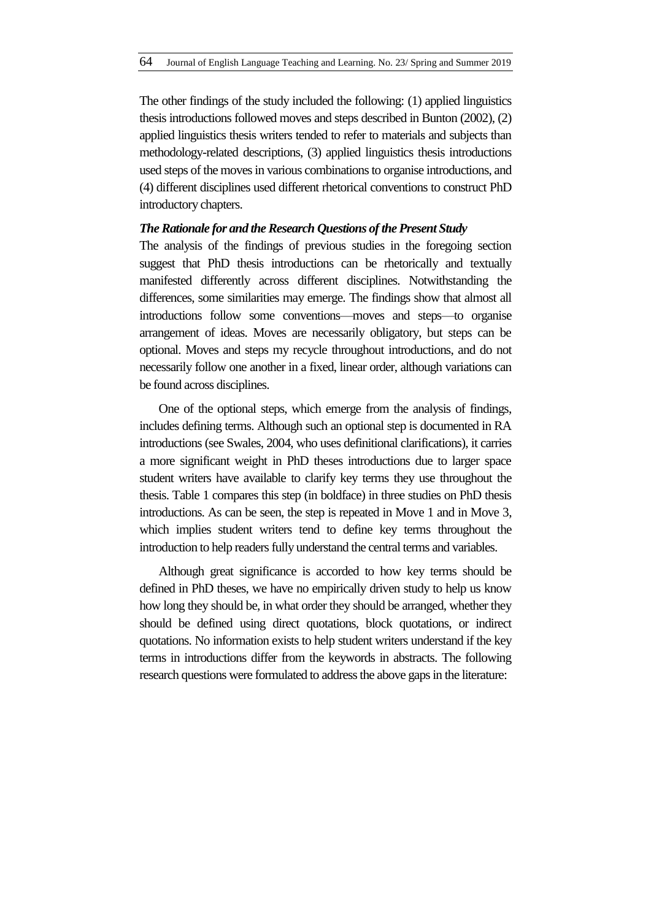The other findings of the study included the following: (1) applied linguistics thesis introductions followed moves and steps described in Bunton (2002), (2) applied linguistics thesis writers tended to refer to materials and subjects than methodology-related descriptions, (3) applied linguistics thesis introductions used steps of the moves in various combinations to organise introductions, and (4) different disciplines used different rhetorical conventions to construct PhD introductory chapters.

***The Rationale for and the Research Questions of the Present Study***

The analysis of the findings of previous studies in the foregoing section suggest that PhD thesis introductions can be rhetorically and textually manifested differently across different disciplines. Notwithstanding the differences, some similarities may emerge. The findings show that almost all introductions follow some conventions—moves and steps—to organise arrangement of ideas. Moves are necessarily obligatory, but steps can be optional. Moves and steps my recycle throughout introductions, and do not necessarily follow one another in a fixed, linear order, although variations can be found across disciplines.

One of the optional steps, which emerge from the analysis of findings, includes defining terms. Although such an optional step is documented in RA introductions (see Swales, 2004, who uses definitional clarifications), it carries a more significant weight in PhD theses introductions due to larger space student writers have available to clarify key terms they use throughout the thesis. Table 1 compares this step (in boldface) in three studies on PhD thesis introductions. As can be seen, the step is repeated in Move 1 and in Move 3, which implies student writers tend to define key terms throughout the introduction to help readers fully understand the central terms and variables.

Although great significance is accorded to how key terms should be defined in PhD theses, we have no empirically driven study to help us know how long they should be, in what order they should be arranged, whether they should be defined using direct quotations, block quotations, or indirect quotations. No information exists to help student writers understand if the key terms in introductions differ from the keywords in abstracts. The following research questions were formulated to address the above gaps in the literature: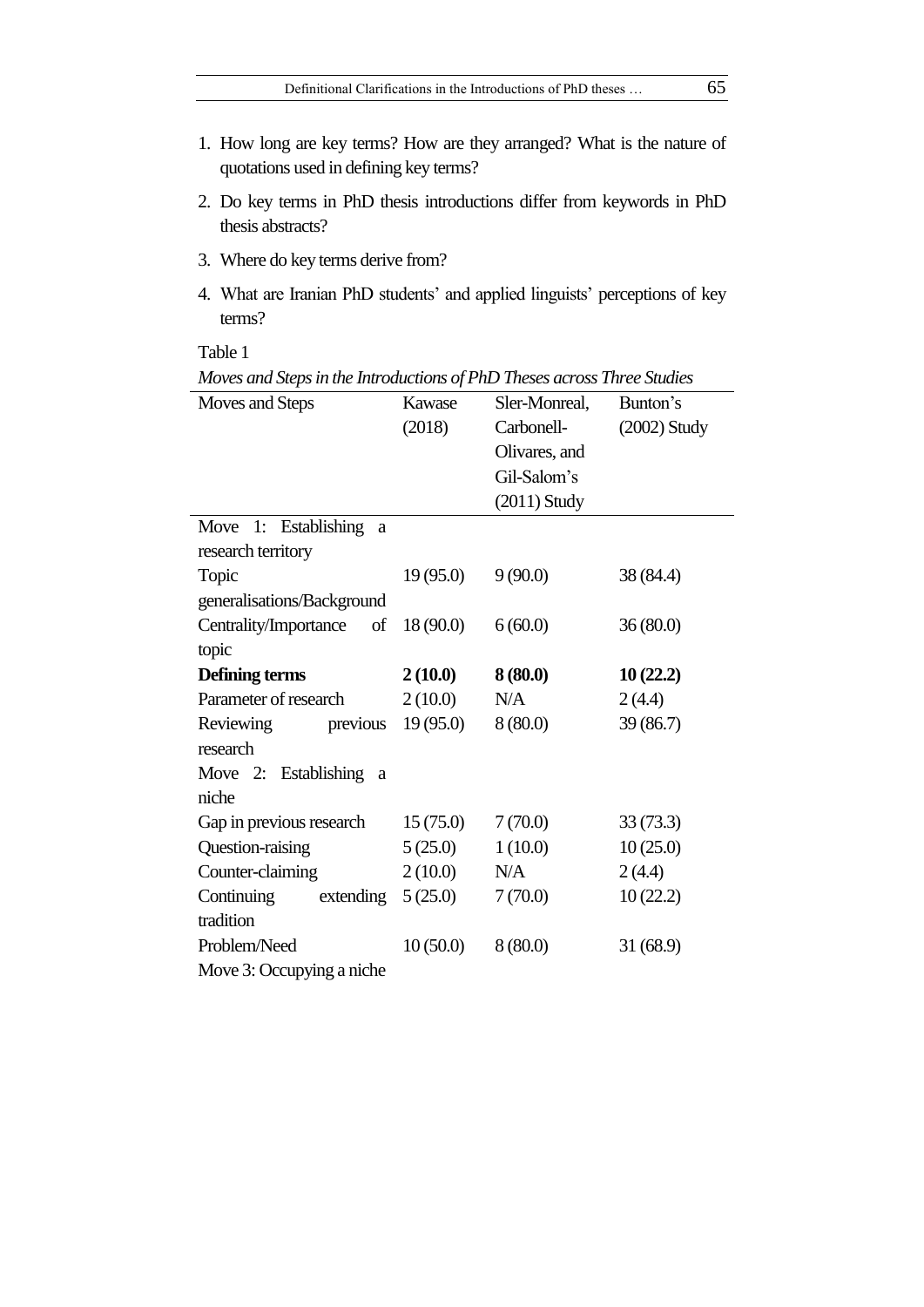1. How long are key terms? How are they arranged? What is the nature of quotations used in defining key terms?
2. Do key terms in PhD thesis introductions differ from keywords in PhD thesis abstracts?
3. Where do key terms derive from?
4. What are Iranian PhD students' and applied linguists' perceptions of key terms?

Table 1

*Moves and Steps in the Introductions of PhD Theses across Three Studies*

| Moves and Steps | Kawase (2018) | Sler-Monreal, Carbonell-Olivares, and Gil-Salom's (2011) Study | Bunton's (2002) Study |
|---|---|---|---|
| Move 1: Establishing a research territory | | | |
| Topic generalisations/Background | 19 (95.0) | 9 (90.0) | 38 (84.4) |
| Centrality/Importance of topic | 18 (90.0) | 6 (60.0) | 36 (80.0) |
| **Defining terms** | **2 (10.0)** | **8 (80.0)** | **10 (22.2)** |
| Parameter of research | 2 (10.0) | N/A | 2 (4.4) |
| Reviewing previous research | 19 (95.0) | 8 (80.0) | 39 (86.7) |
| Move 2: Establishing a niche | | | |
| Gap in previous research | 15 (75.0) | 7 (70.0) | 33 (73.3) |
| Question-raising | 5 (25.0) | 1 (10.0) | 10 (25.0) |
| Counter-claiming | 2 (10.0) | N/A | 2 (4.4) |
| Continuing extending tradition | 5 (25.0) | 7 (70.0) | 10 (22.2) |
| Problem/Need | 10 (50.0) | 8 (80.0) | 31 (68.9) |
| Move 3: Occupying a niche | | | |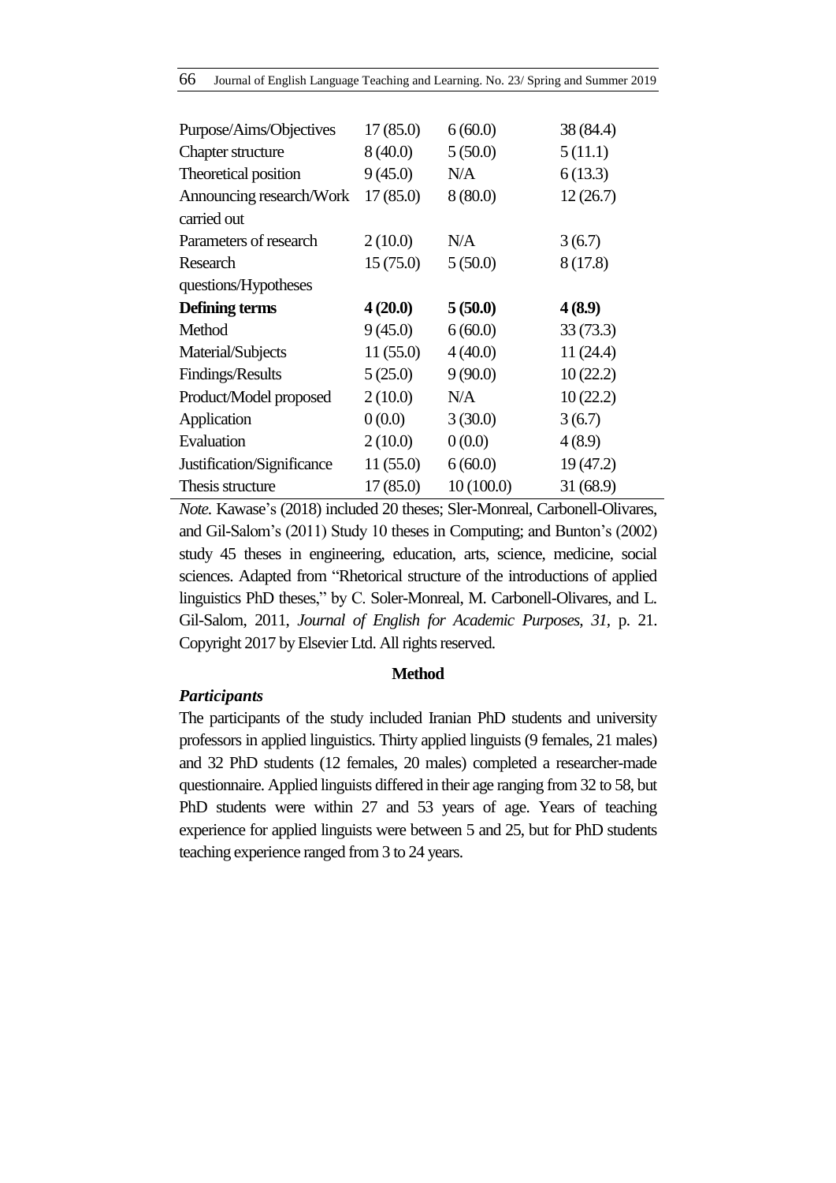| | | | |
|---|---|---|---|
| Purpose/Aims/Objectives | 17 (85.0) | 6 (60.0) | 38 (84.4) |
| Chapter structure | 8 (40.0) | 5 (50.0) | 5 (11.1) |
| Theoretical position | 9 (45.0) | N/A | 6 (13.3) |
| Announcing research/Work carried out | 17 (85.0) | 8 (80.0) | 12 (26.7) |
| Parameters of research | 2 (10.0) | N/A | 3 (6.7) |
| Research questions/Hypotheses | 15 (75.0) | 5 (50.0) | 8 (17.8) |
| **Defining terms** | **4 (20.0)** | **5 (50.0)** | **4 (8.9)** |
| Method | 9 (45.0) | 6 (60.0) | 33 (73.3) |
| Material/Subjects | 11 (55.0) | 4 (40.0) | 11 (24.4) |
| Findings/Results | 5 (25.0) | 9 (90.0) | 10 (22.2) |
| Product/Model proposed | 2 (10.0) | N/A | 10 (22.2) |
| Application | 0 (0.0) | 3 (30.0) | 3 (6.7) |
| Evaluation | 2 (10.0) | 0 (0.0) | 4 (8.9) |
| Justification/Significance | 11 (55.0) | 6 (60.0) | 19 (47.2) |
| Thesis structure | 17 (85.0) | 10 (100.0) | 31 (68.9) |

*Note.* Kawase's (2018) included 20 theses; Sler-Monreal, Carbonell-Olivares, and Gil-Salom's (2011) Study 10 theses in Computing; and Bunton's (2002) study 45 theses in engineering, education, arts, science, medicine, social sciences. Adapted from "Rhetorical structure of the introductions of applied linguistics PhD theses," by C. Soler-Monreal, M. Carbonell-Olivares, and L. Gil-Salom, 2011, *Journal of English for Academic Purposes, 31,* p. 21. Copyright 2017 by Elsevier Ltd. All rights reserved.

## Method

### *Participants*

The participants of the study included Iranian PhD students and university professors in applied linguistics. Thirty applied linguists (9 females, 21 males) and 32 PhD students (12 females, 20 males) completed a researcher-made questionnaire. Applied linguists differed in their age ranging from 32 to 58, but PhD students were within 27 and 53 years of age. Years of teaching experience for applied linguists were between 5 and 25, but for PhD students teaching experience ranged from 3 to 24 years.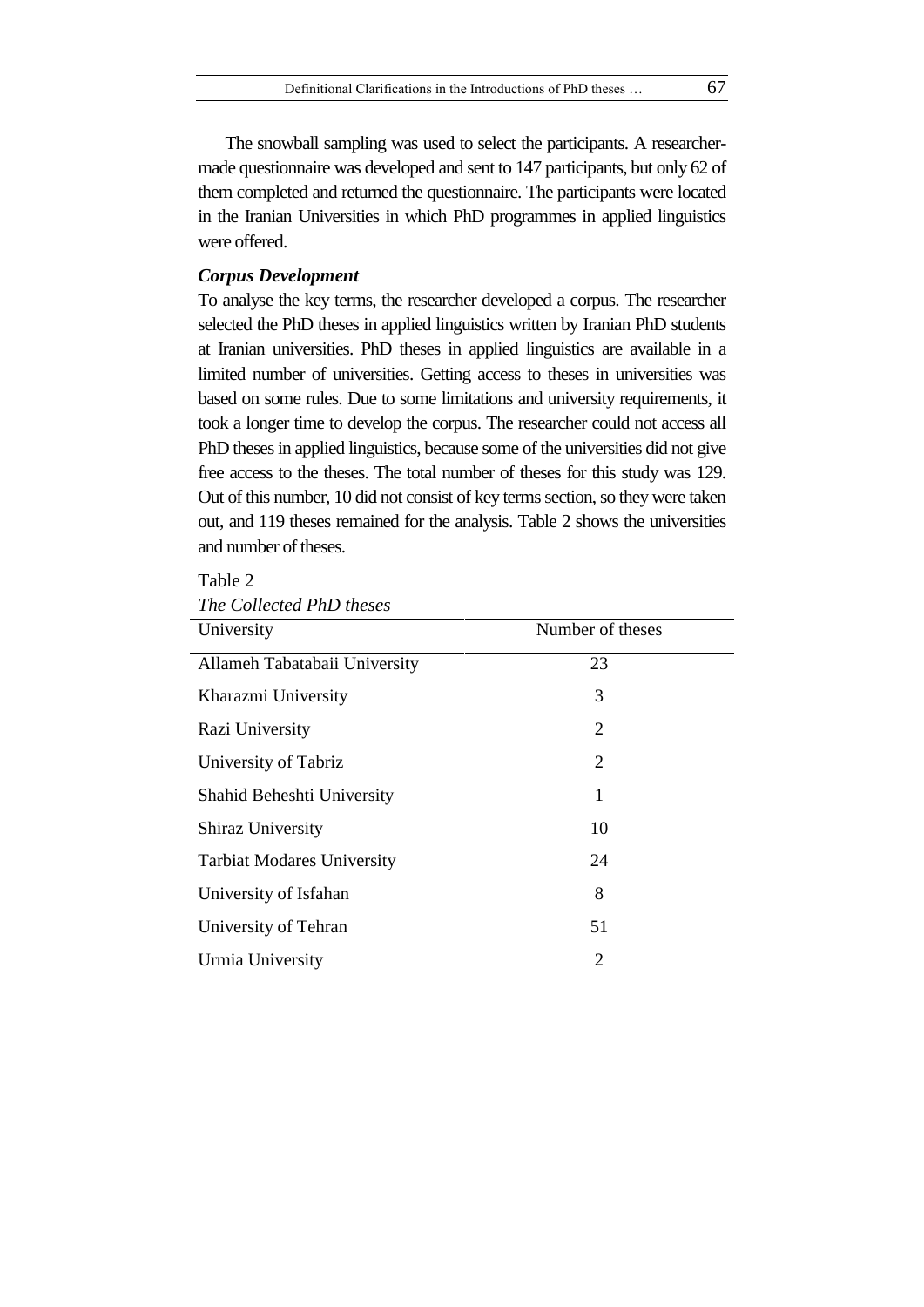The snowball sampling was used to select the participants. A researcher-made questionnaire was developed and sent to 147 participants, but only 62 of them completed and returned the questionnaire. The participants were located in the Iranian Universities in which PhD programmes in applied linguistics were offered.

### *Corpus Development*

To analyse the key terms, the researcher developed a corpus. The researcher selected the PhD theses in applied linguistics written by Iranian PhD students at Iranian universities. PhD theses in applied linguistics are available in a limited number of universities. Getting access to theses in universities was based on some rules. Due to some limitations and university requirements, it took a longer time to develop the corpus. The researcher could not access all PhD theses in applied linguistics, because some of the universities did not give free access to the theses. The total number of theses for this study was 129. Out of this number, 10 did not consist of key terms section, so they were taken out, and 119 theses remained for the analysis. Table 2 shows the universities and number of theses.

Table 2
*The Collected PhD theses*

| University | Number of theses |
|---|---|
| Allameh Tabatabaii University | 23 |
| Kharazmi University | 3 |
| Razi University | 2 |
| University of Tabriz | 2 |
| Shahid Beheshti University | 1 |
| Shiraz University | 10 |
| Tarbiat Modares University | 24 |
| University of Isfahan | 8 |
| University of Tehran | 51 |
| Urmia University | 2 |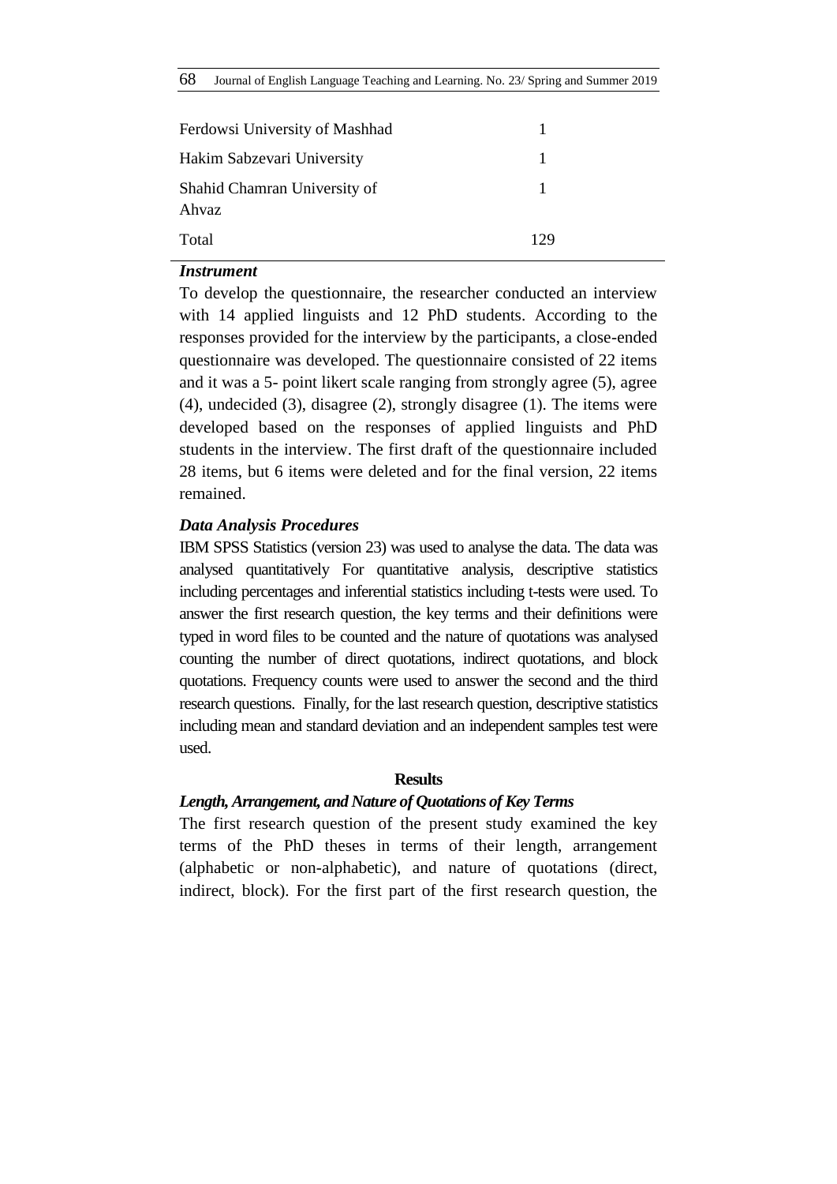| | |
|---|---|
| Ferdowsi University of Mashhad | 1 |
| Hakim Sabzevari University | 1 |
| Shahid Chamran University of Ahvaz | 1 |
| Total | 129 |

### *Instrument*

To develop the questionnaire, the researcher conducted an interview with 14 applied linguists and 12 PhD students. According to the responses provided for the interview by the participants, a close-ended questionnaire was developed. The questionnaire consisted of 22 items and it was a 5- point likert scale ranging from strongly agree (5), agree (4), undecided (3), disagree (2), strongly disagree (1). The items were developed based on the responses of applied linguists and PhD students in the interview. The first draft of the questionnaire included 28 items, but 6 items were deleted and for the final version, 22 items remained.

### *Data Analysis Procedures*

IBM SPSS Statistics (version 23) was used to analyse the data. The data was analysed quantitatively For quantitative analysis, descriptive statistics including percentages and inferential statistics including t-tests were used. To answer the first research question, the key terms and their definitions were typed in word files to be counted and the nature of quotations was analysed counting the number of direct quotations, indirect quotations, and block quotations. Frequency counts were used to answer the second and the third research questions. Finally, for the last research question, descriptive statistics including mean and standard deviation and an independent samples test were used.

## Results

### *Length, Arrangement, and Nature of Quotations of Key Terms*

The first research question of the present study examined the key terms of the PhD theses in terms of their length, arrangement (alphabetic or non-alphabetic), and nature of quotations (direct, indirect, block). For the first part of the first research question, the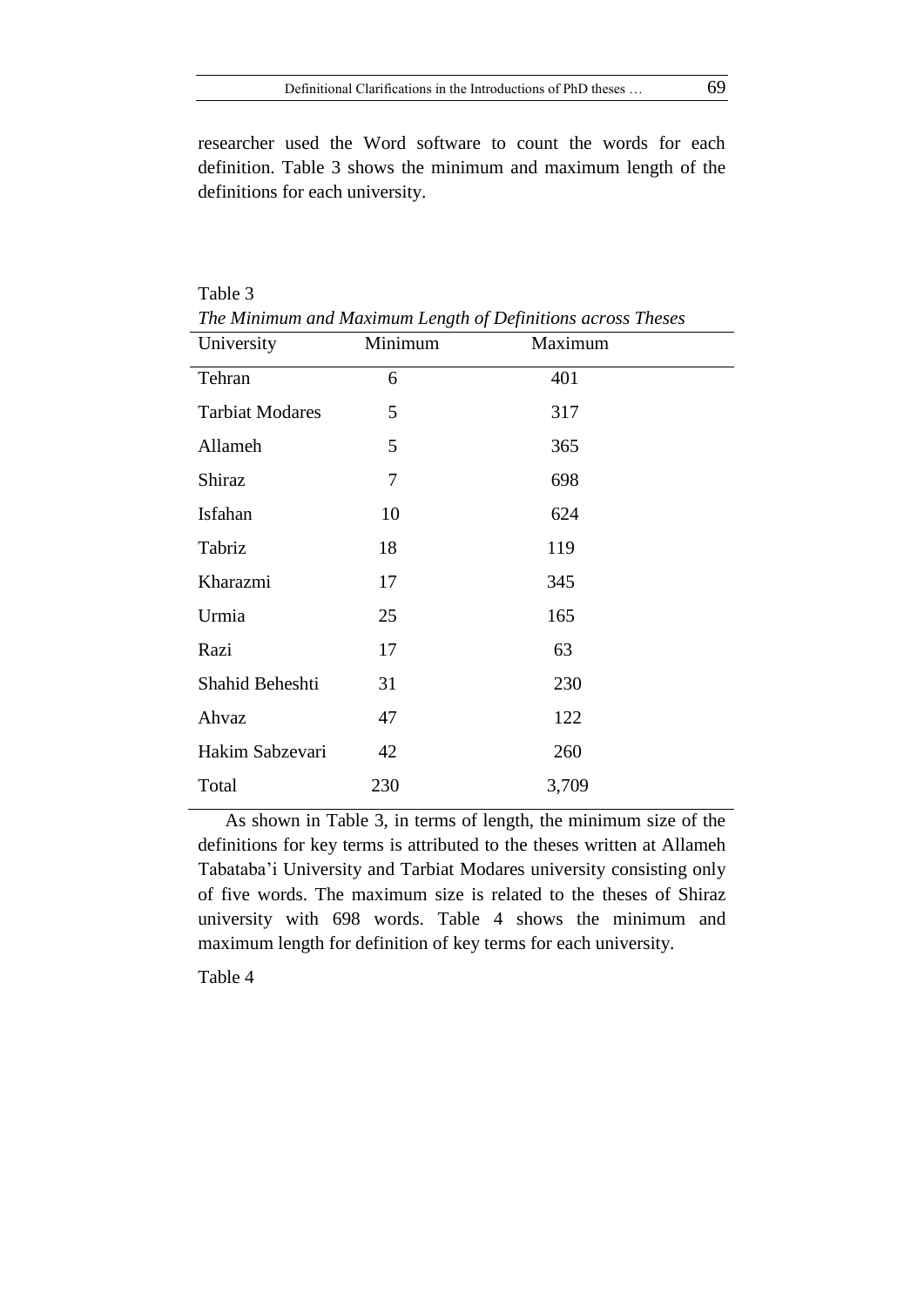researcher used the Word software to count the words for each definition. Table 3 shows the minimum and maximum length of the definitions for each university.

Table 3

*The Minimum and Maximum Length of Definitions across Theses*

| University | Minimum | Maximum |
|---|---|---|
| Tehran | 6 | 401 |
| Tarbiat Modares | 5 | 317 |
| Allameh | 5 | 365 |
| Shiraz | 7 | 698 |
| Isfahan | 10 | 624 |
| Tabriz | 18 | 119 |
| Kharazmi | 17 | 345 |
| Urmia | 25 | 165 |
| Razi | 17 | 63 |
| Shahid Beheshti | 31 | 230 |
| Ahvaz | 47 | 122 |
| Hakim Sabzevari | 42 | 260 |
| Total | 230 | 3,709 |

As shown in Table 3, in terms of length, the minimum size of the definitions for key terms is attributed to the theses written at Allameh Tabataba'i University and Tarbiat Modares university consisting only of five words. The maximum size is related to the theses of Shiraz university with 698 words. Table 4 shows the minimum and maximum length for definition of key terms for each university.

Table 4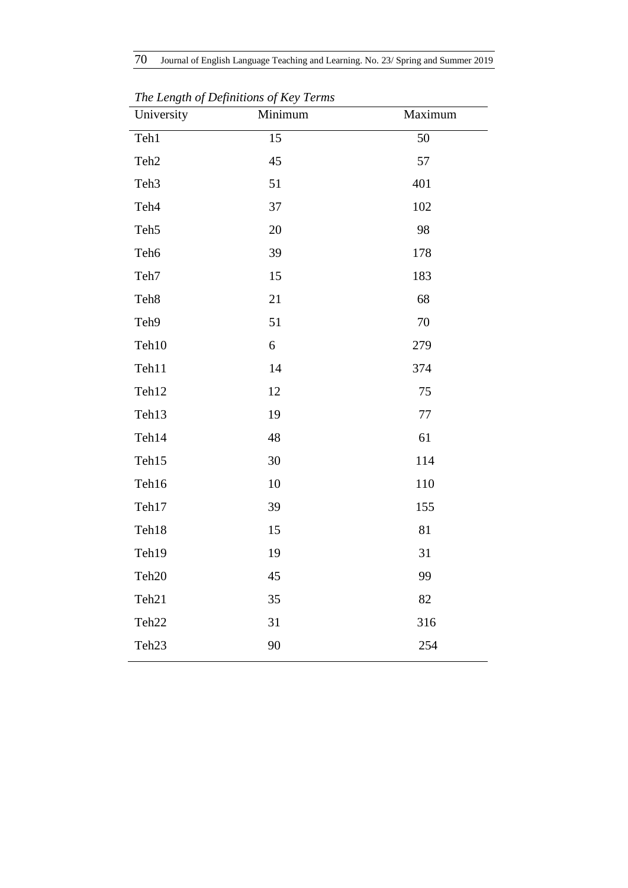*The Length of Definitions of Key Terms*

| University | Minimum | Maximum |
| --- | --- | --- |
| Teh1 | 15 | 50 |
| Teh2 | 45 | 57 |
| Teh3 | 51 | 401 |
| Teh4 | 37 | 102 |
| Teh5 | 20 | 98 |
| Teh6 | 39 | 178 |
| Teh7 | 15 | 183 |
| Teh8 | 21 | 68 |
| Teh9 | 51 | 70 |
| Teh10 | 6 | 279 |
| Teh11 | 14 | 374 |
| Teh12 | 12 | 75 |
| Teh13 | 19 | 77 |
| Teh14 | 48 | 61 |
| Teh15 | 30 | 114 |
| Teh16 | 10 | 110 |
| Teh17 | 39 | 155 |
| Teh18 | 15 | 81 |
| Teh19 | 19 | 31 |
| Teh20 | 45 | 99 |
| Teh21 | 35 | 82 |
| Teh22 | 31 | 316 |
| Teh23 | 90 | 254 |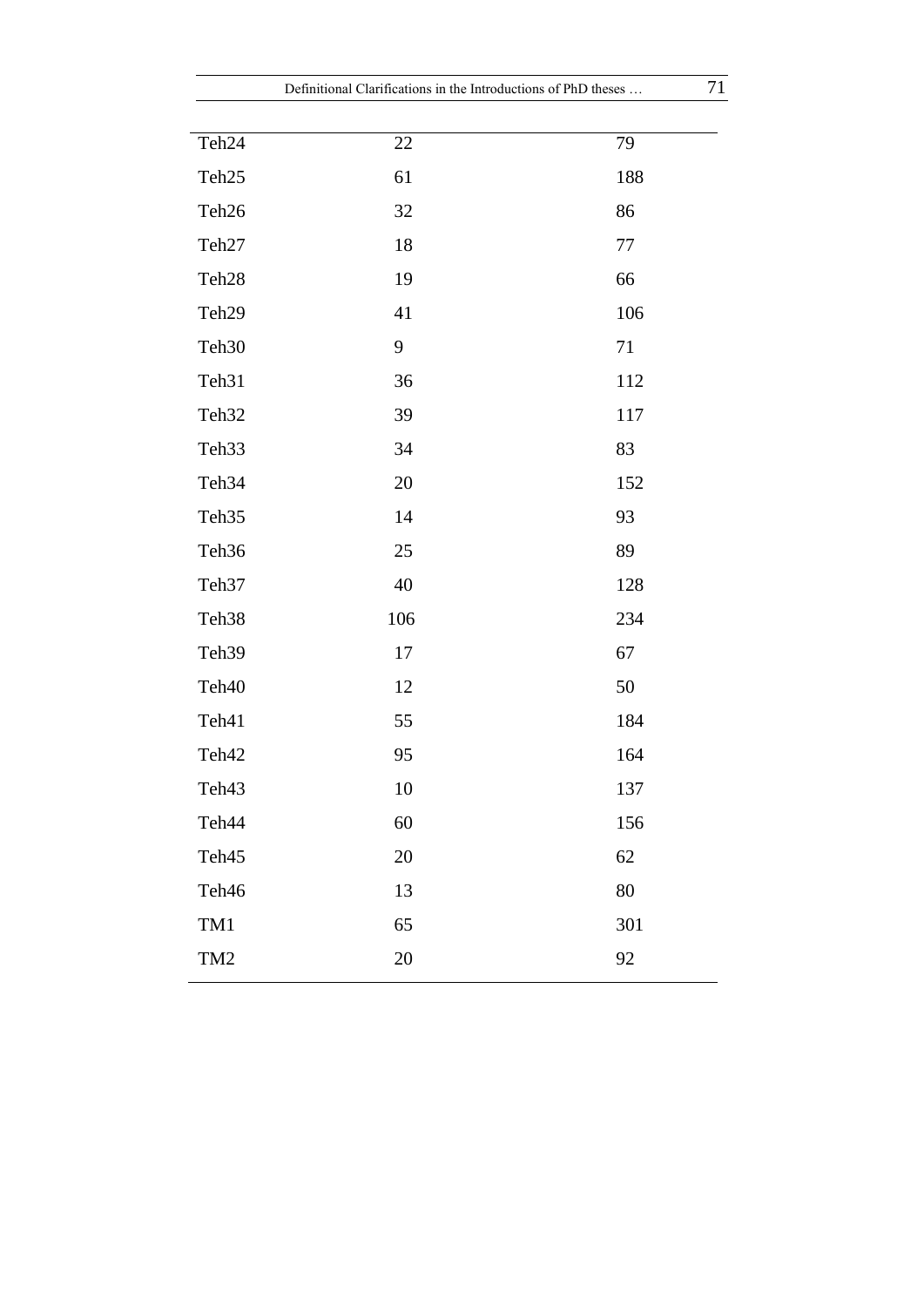| | | |
|---|---|---|
| Teh24 | 22 | 79 |
| Teh25 | 61 | 188 |
| Teh26 | 32 | 86 |
| Teh27 | 18 | 77 |
| Teh28 | 19 | 66 |
| Teh29 | 41 | 106 |
| Teh30 | 9 | 71 |
| Teh31 | 36 | 112 |
| Teh32 | 39 | 117 |
| Teh33 | 34 | 83 |
| Teh34 | 20 | 152 |
| Teh35 | 14 | 93 |
| Teh36 | 25 | 89 |
| Teh37 | 40 | 128 |
| Teh38 | 106 | 234 |
| Teh39 | 17 | 67 |
| Teh40 | 12 | 50 |
| Teh41 | 55 | 184 |
| Teh42 | 95 | 164 |
| Teh43 | 10 | 137 |
| Teh44 | 60 | 156 |
| Teh45 | 20 | 62 |
| Teh46 | 13 | 80 |
| TM1 | 65 | 301 |
| TM2 | 20 | 92 |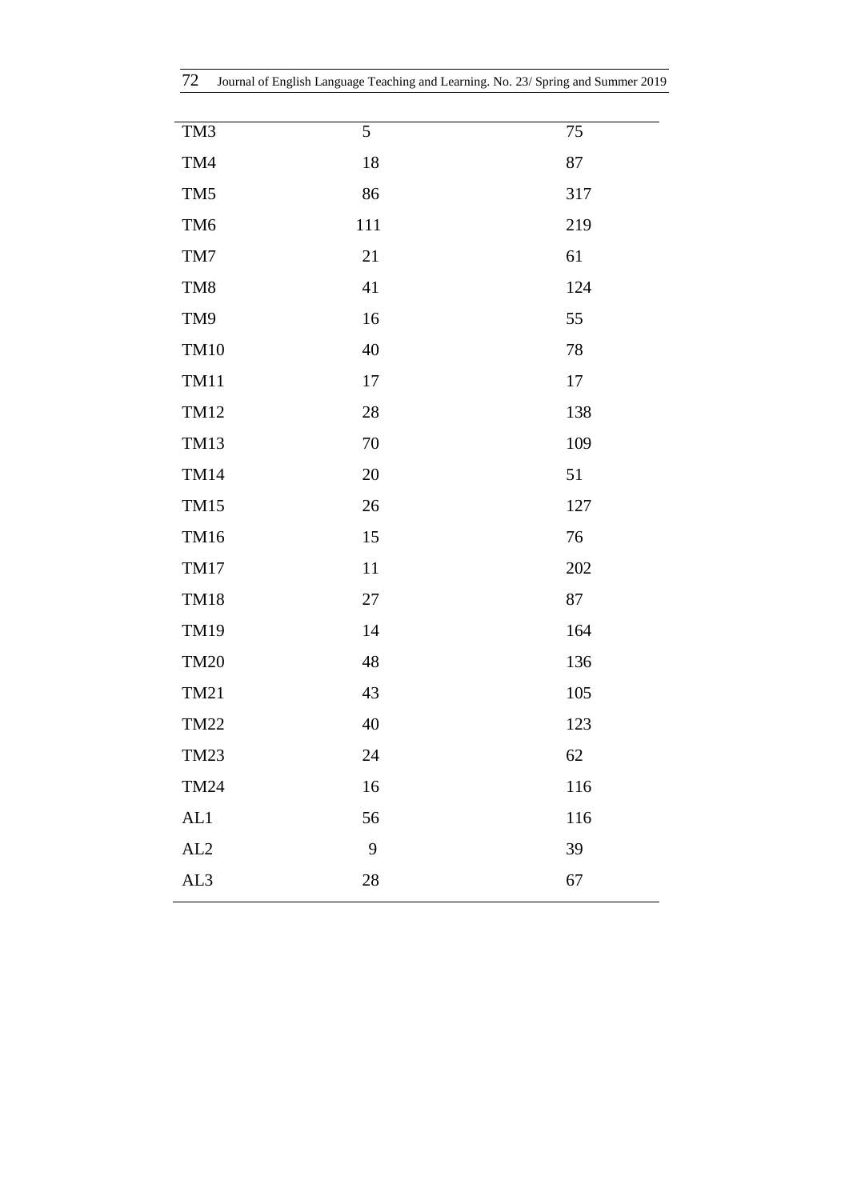| | | |
|---|---|---|
| TM3 | 5 | 75 |
| TM4 | 18 | 87 |
| TM5 | 86 | 317 |
| TM6 | 111 | 219 |
| TM7 | 21 | 61 |
| TM8 | 41 | 124 |
| TM9 | 16 | 55 |
| TM10 | 40 | 78 |
| TM11 | 17 | 17 |
| TM12 | 28 | 138 |
| TM13 | 70 | 109 |
| TM14 | 20 | 51 |
| TM15 | 26 | 127 |
| TM16 | 15 | 76 |
| TM17 | 11 | 202 |
| TM18 | 27 | 87 |
| TM19 | 14 | 164 |
| TM20 | 48 | 136 |
| TM21 | 43 | 105 |
| TM22 | 40 | 123 |
| TM23 | 24 | 62 |
| TM24 | 16 | 116 |
| AL1 | 56 | 116 |
| AL2 | 9 | 39 |
| AL3 | 28 | 67 |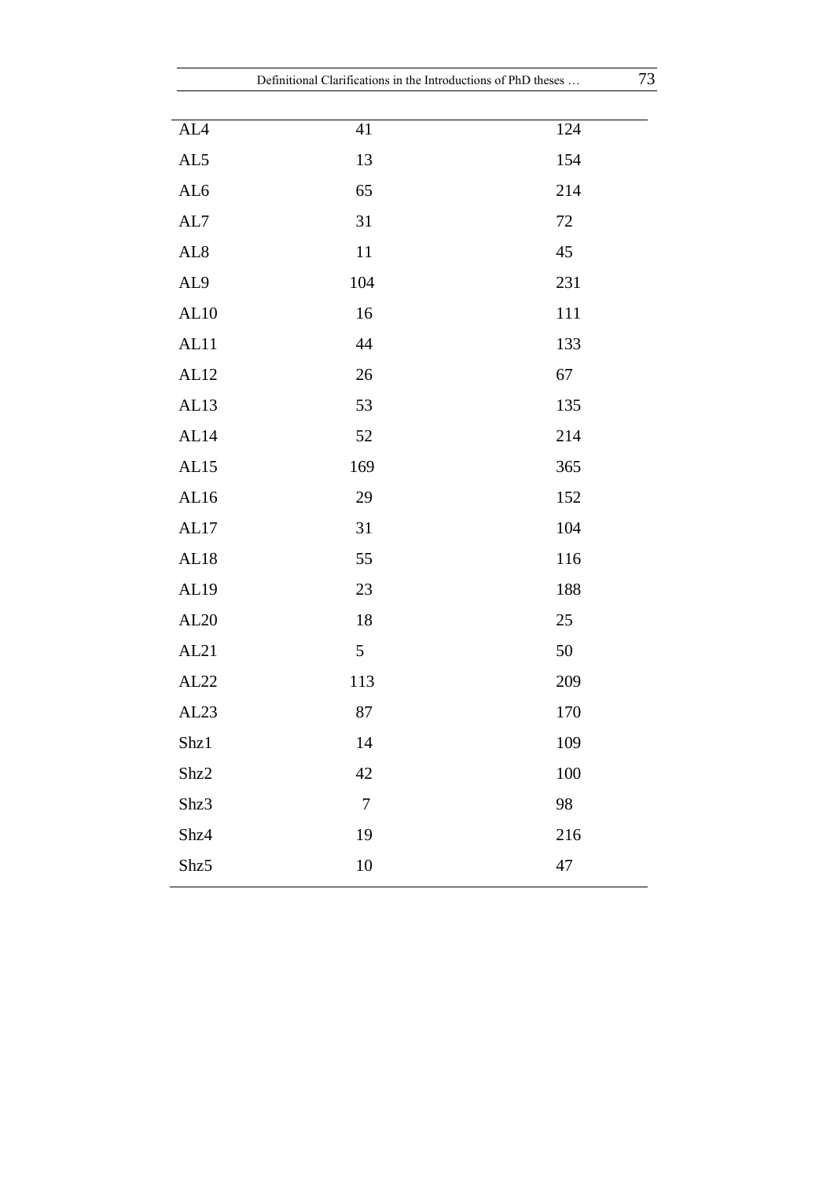| | | |
|---|---|---|
| AL4 | 41 | 124 |
| AL5 | 13 | 154 |
| AL6 | 65 | 214 |
| AL7 | 31 | 72 |
| AL8 | 11 | 45 |
| AL9 | 104 | 231 |
| AL10 | 16 | 111 |
| AL11 | 44 | 133 |
| AL12 | 26 | 67 |
| AL13 | 53 | 135 |
| AL14 | 52 | 214 |
| AL15 | 169 | 365 |
| AL16 | 29 | 152 |
| AL17 | 31 | 104 |
| AL18 | 55 | 116 |
| AL19 | 23 | 188 |
| AL20 | 18 | 25 |
| AL21 | 5 | 50 |
| AL22 | 113 | 209 |
| AL23 | 87 | 170 |
| Shz1 | 14 | 109 |
| Shz2 | 42 | 100 |
| Shz3 | 7 | 98 |
| Shz4 | 19 | 216 |
| Shz5 | 10 | 47 |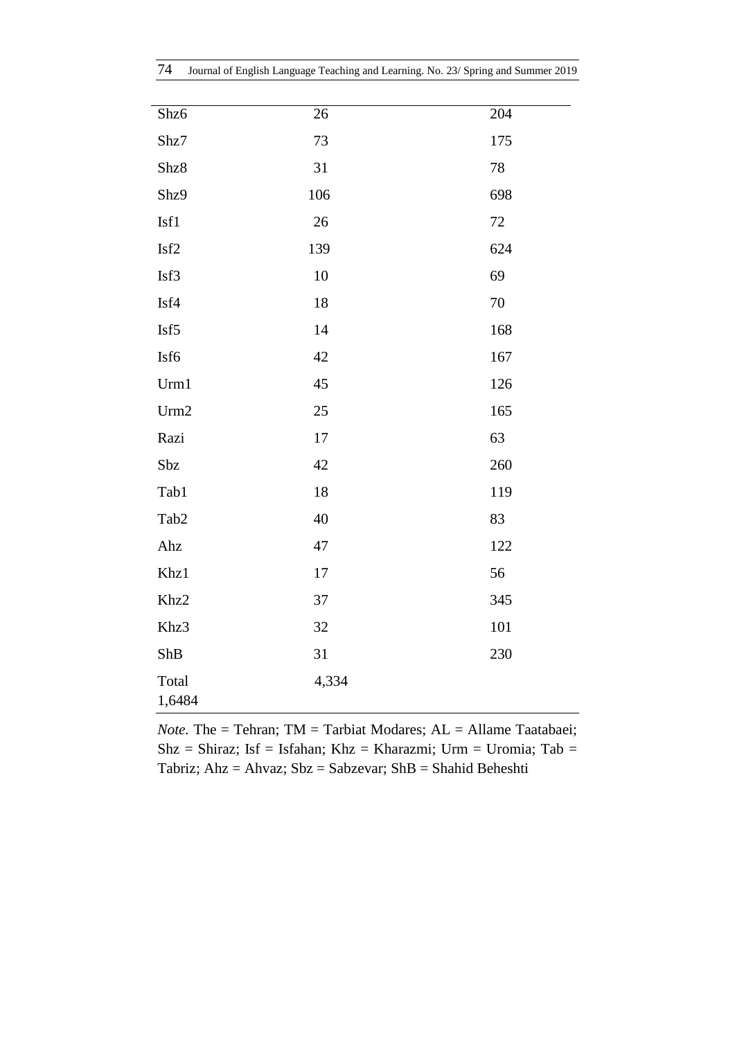| | | |
|---|---|---|
| Shz6 | 26 | 204 |
| Shz7 | 73 | 175 |
| Shz8 | 31 | 78 |
| Shz9 | 106 | 698 |
| Isf1 | 26 | 72 |
| Isf2 | 139 | 624 |
| Isf3 | 10 | 69 |
| Isf4 | 18 | 70 |
| Isf5 | 14 | 168 |
| Isf6 | 42 | 167 |
| Urm1 | 45 | 126 |
| Urm2 | 25 | 165 |
| Razi | 17 | 63 |
| Sbz | 42 | 260 |
| Tab1 | 18 | 119 |
| Tab2 | 40 | 83 |
| Ahz | 47 | 122 |
| Khz1 | 17 | 56 |
| Khz2 | 37 | 345 |
| Khz3 | 32 | 101 |
| ShB | 31 | 230 |
| Total 1,6484 | 4,334 | |

*Note.* The = Tehran; TM = Tarbiat Modares; AL = Allame Taatabaei; Shz = Shiraz; Isf = Isfahan; Khz = Kharazmi; Urm = Uromia; Tab = Tabriz; Ahz = Ahvaz; Sbz = Sabzevar; ShB = Shahid Beheshti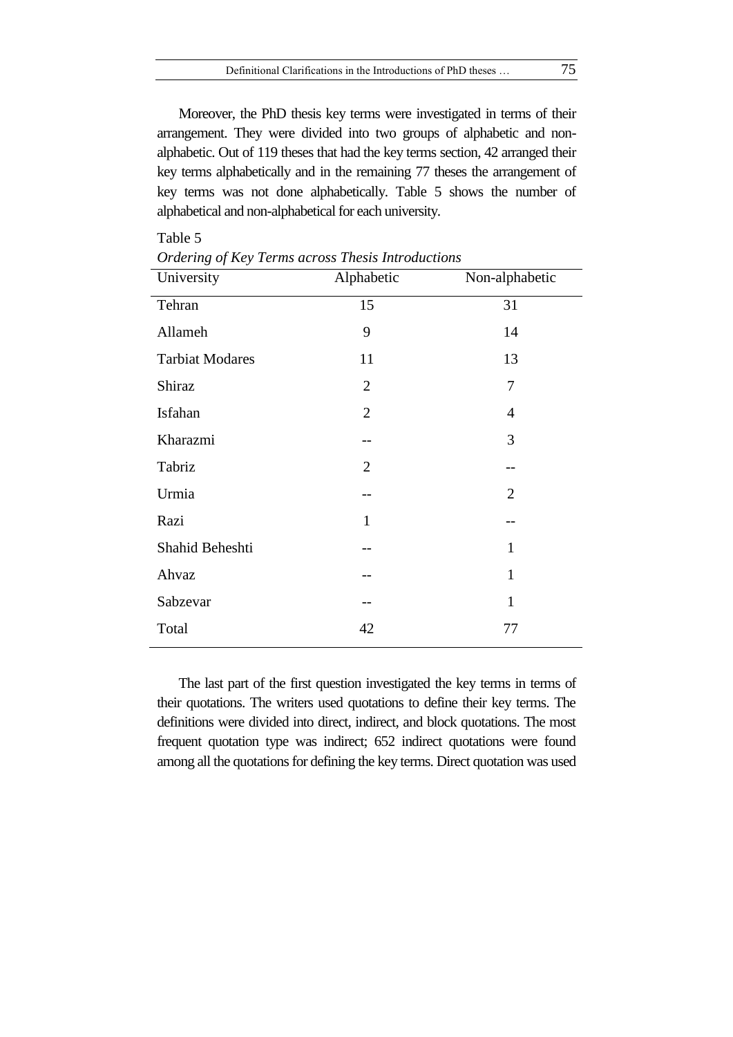Moreover, the PhD thesis key terms were investigated in terms of their arrangement. They were divided into two groups of alphabetic and non-alphabetic. Out of 119 theses that had the key terms section, 42 arranged their key terms alphabetically and in the remaining 77 theses the arrangement of key terms was not done alphabetically. Table 5 shows the number of alphabetical and non-alphabetical for each university.

Table 5

*Ordering of Key Terms across Thesis Introductions*

| University | Alphabetic | Non-alphabetic |
|---|---|---|
| Tehran | 15 | 31 |
| Allameh | 9 | 14 |
| Tarbiat Modares | 11 | 13 |
| Shiraz | 2 | 7 |
| Isfahan | 2 | 4 |
| Kharazmi | -- | 3 |
| Tabriz | 2 | -- |
| Urmia | -- | 2 |
| Razi | 1 | -- |
| Shahid Beheshti | -- | 1 |
| Ahvaz | -- | 1 |
| Sabzevar | -- | 1 |
| Total | 42 | 77 |

The last part of the first question investigated the key terms in terms of their quotations. The writers used quotations to define their key terms. The definitions were divided into direct, indirect, and block quotations. The most frequent quotation type was indirect; 652 indirect quotations were found among all the quotations for defining the key terms. Direct quotation was used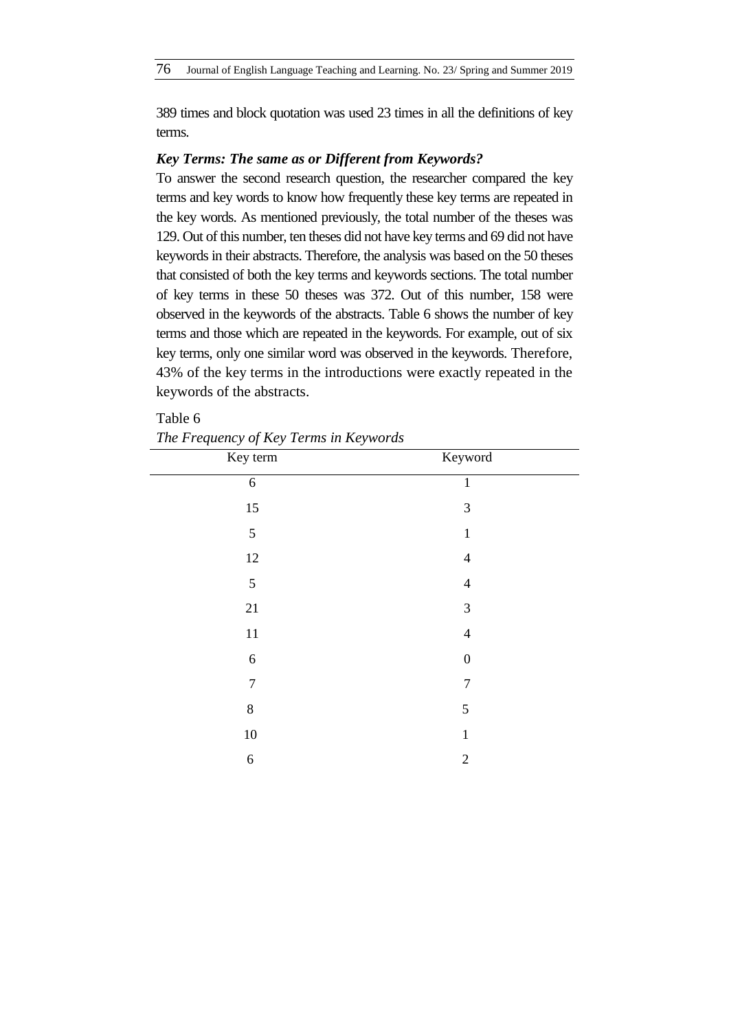389 times and block quotation was used 23 times in all the definitions of key terms.

***Key Terms: The same as or Different from Keywords?***

To answer the second research question, the researcher compared the key terms and key words to know how frequently these key terms are repeated in the key words. As mentioned previously, the total number of the theses was 129. Out of this number, ten theses did not have key terms and 69 did not have keywords in their abstracts. Therefore, the analysis was based on the 50 theses that consisted of both the key terms and keywords sections. The total number of key terms in these 50 theses was 372. Out of this number, 158 were observed in the keywords of the abstracts. Table 6 shows the number of key terms and those which are repeated in the keywords. For example, out of six key terms, only one similar word was observed in the keywords. Therefore, 43% of the key terms in the introductions were exactly repeated in the keywords of the abstracts.

Table 6

*The Frequency of Key Terms in Keywords*

| Key term | Keyword |
|---|---|
| 6 | 1 |
| 15 | 3 |
| 5 | 1 |
| 12 | 4 |
| 5 | 4 |
| 21 | 3 |
| 11 | 4 |
| 6 | 0 |
| 7 | 7 |
| 8 | 5 |
| 10 | 1 |
| 6 | 2 |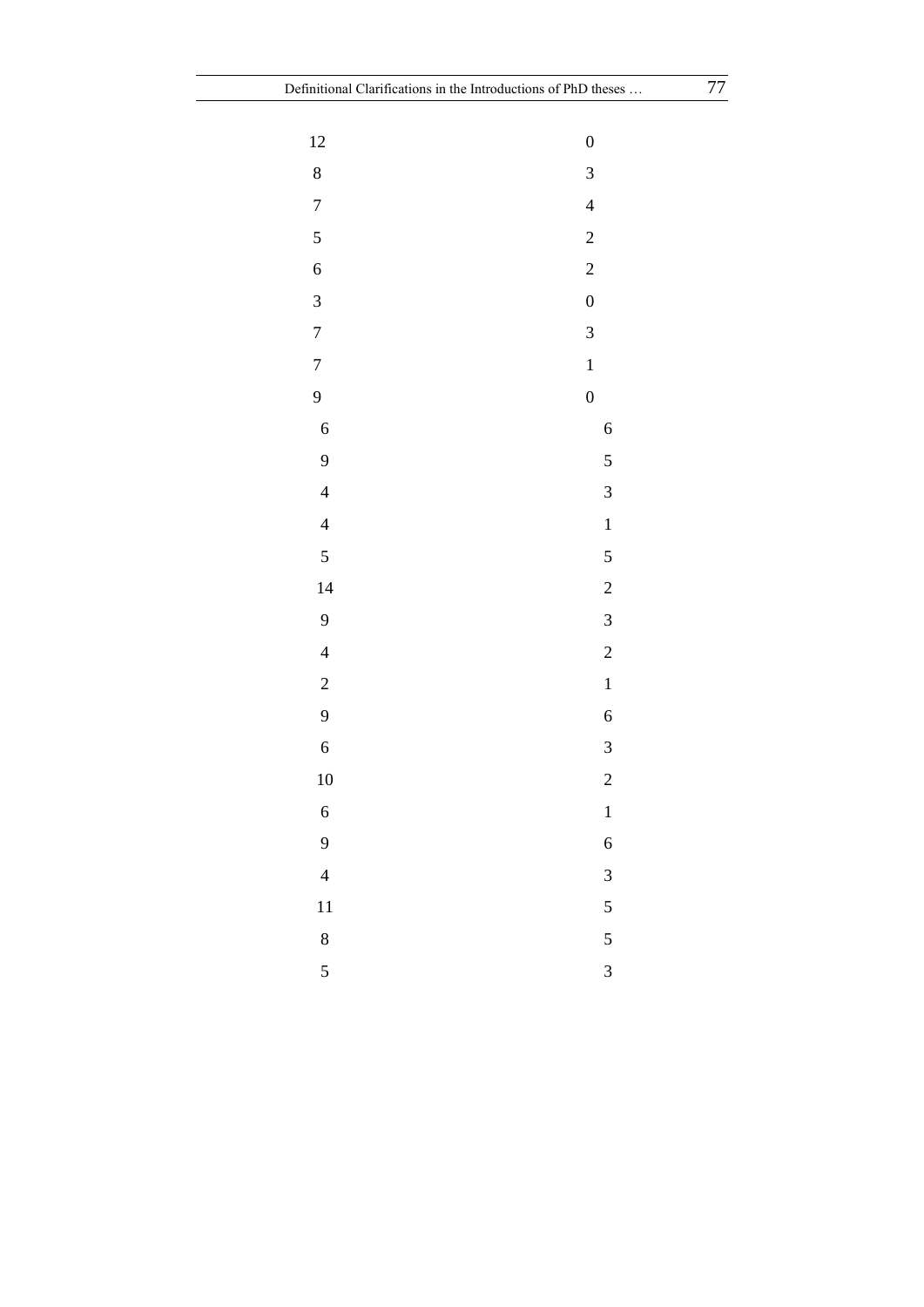| | |
|---|---|
| 12 | 0 |
| 8 | 3 |
| 7 | 4 |
| 5 | 2 |
| 6 | 2 |
| 3 | 0 |
| 7 | 3 |
| 7 | 1 |
| 9 | 0 |
| 6 | 6 |
| 9 | 5 |
| 4 | 3 |
| 4 | 1 |
| 5 | 5 |
| 14 | 2 |
| 9 | 3 |
| 4 | 2 |
| 2 | 1 |
| 9 | 6 |
| 6 | 3 |
| 10 | 2 |
| 6 | 1 |
| 9 | 6 |
| 4 | 3 |
| 11 | 5 |
| 8 | 5 |
| 5 | 3 |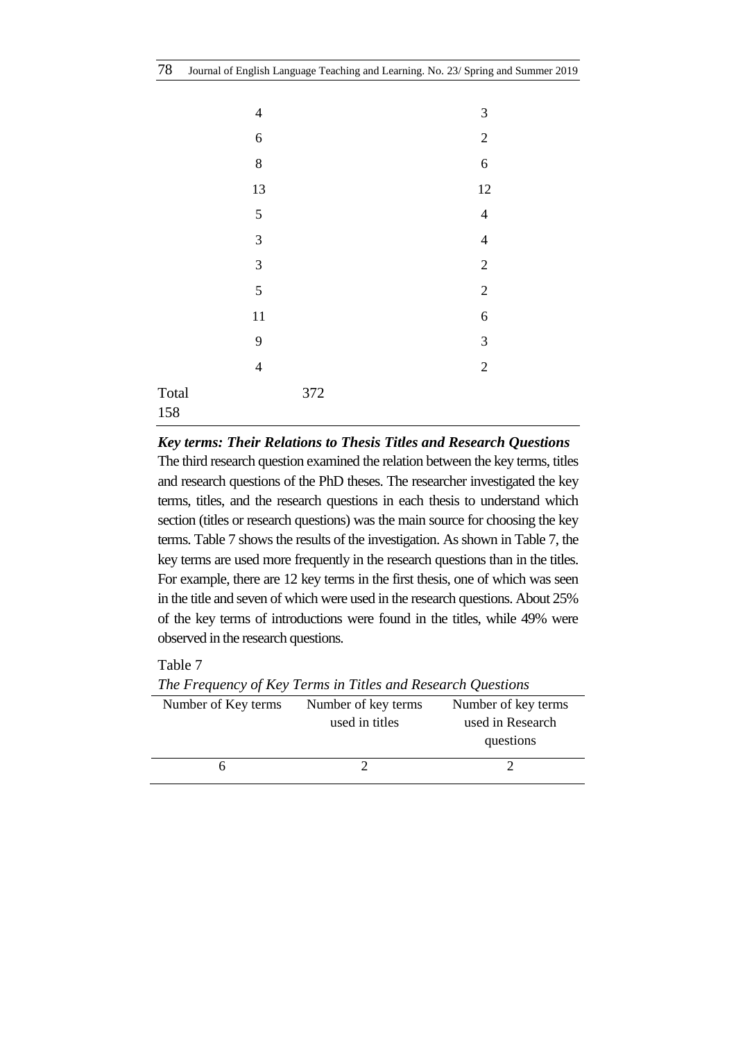| | |
|---|---|
| 4 | 3 |
| 6 | 2 |
| 8 | 6 |
| 13 | 12 |
| 5 | 4 |
| 3 | 4 |
| 3 | 2 |
| 5 | 2 |
| 11 | 6 |
| 9 | 3 |
| 4 | 2 |
| Total 158 | 372 |

***Key terms: Their Relations to Thesis Titles and Research Questions***

The third research question examined the relation between the key terms, titles and research questions of the PhD theses. The researcher investigated the key terms, titles, and the research questions in each thesis to understand which section (titles or research questions) was the main source for choosing the key terms. Table 7 shows the results of the investigation. As shown in Table 7, the key terms are used more frequently in the research questions than in the titles. For example, there are 12 key terms in the first thesis, one of which was seen in the title and seven of which were used in the research questions. About 25% of the key terms of introductions were found in the titles, while 49% were observed in the research questions.

Table 7

*The Frequency of Key Terms in Titles and Research Questions*

| Number of Key terms | Number of key terms used in titles | Number of key terms used in Research questions |
|---|---|---|
| 6 | 2 | 2 |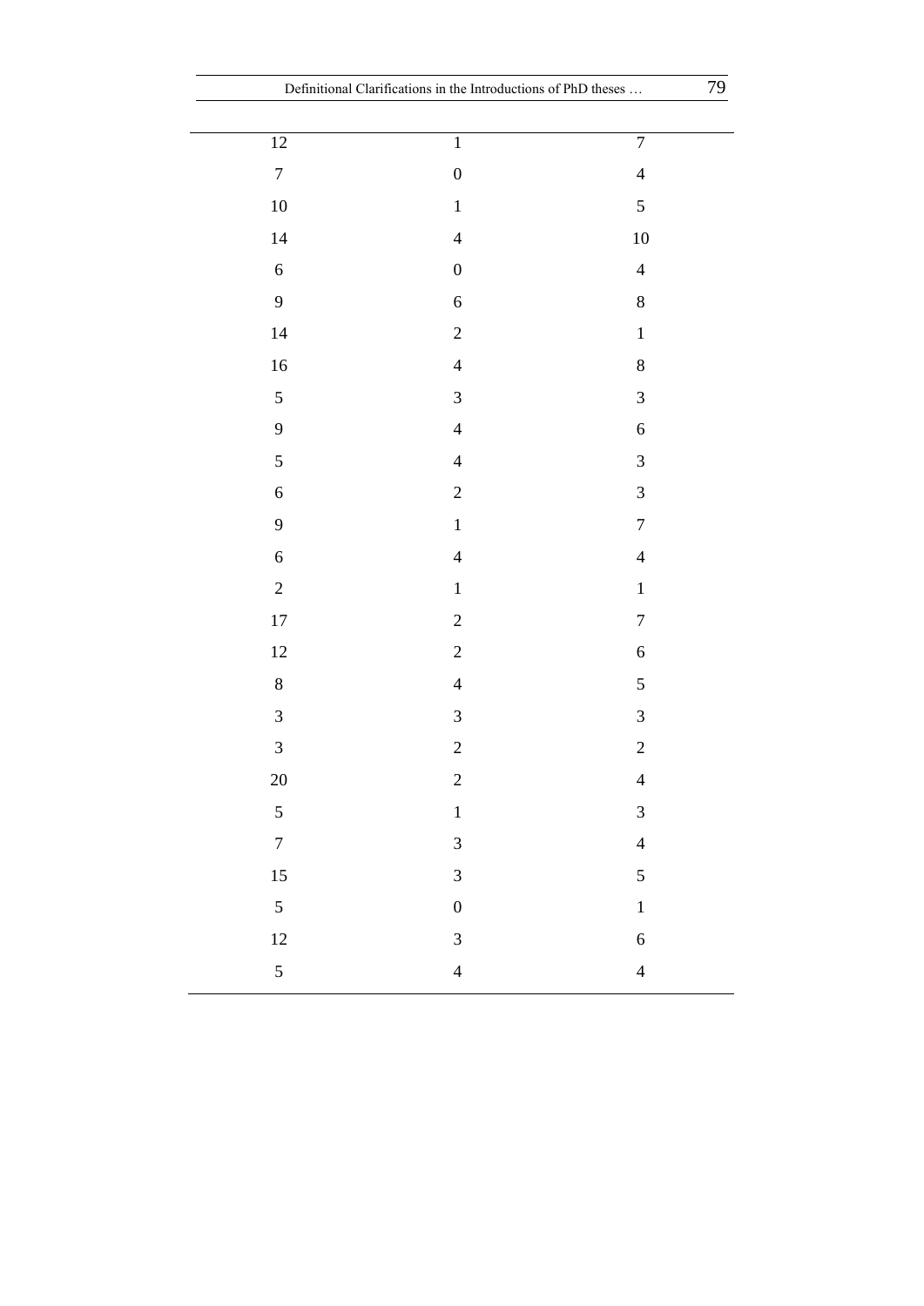| | | |
|---|---|---|
| 12 | 1 | 7 |
| 7 | 0 | 4 |
| 10 | 1 | 5 |
| 14 | 4 | 10 |
| 6 | 0 | 4 |
| 9 | 6 | 8 |
| 14 | 2 | 1 |
| 16 | 4 | 8 |
| 5 | 3 | 3 |
| 9 | 4 | 6 |
| 5 | 4 | 3 |
| 6 | 2 | 3 |
| 9 | 1 | 7 |
| 6 | 4 | 4 |
| 2 | 1 | 1 |
| 17 | 2 | 7 |
| 12 | 2 | 6 |
| 8 | 4 | 5 |
| 3 | 3 | 3 |
| 3 | 2 | 2 |
| 20 | 2 | 4 |
| 5 | 1 | 3 |
| 7 | 3 | 4 |
| 15 | 3 | 5 |
| 5 | 0 | 1 |
| 12 | 3 | 6 |
| 5 | 4 | 4 |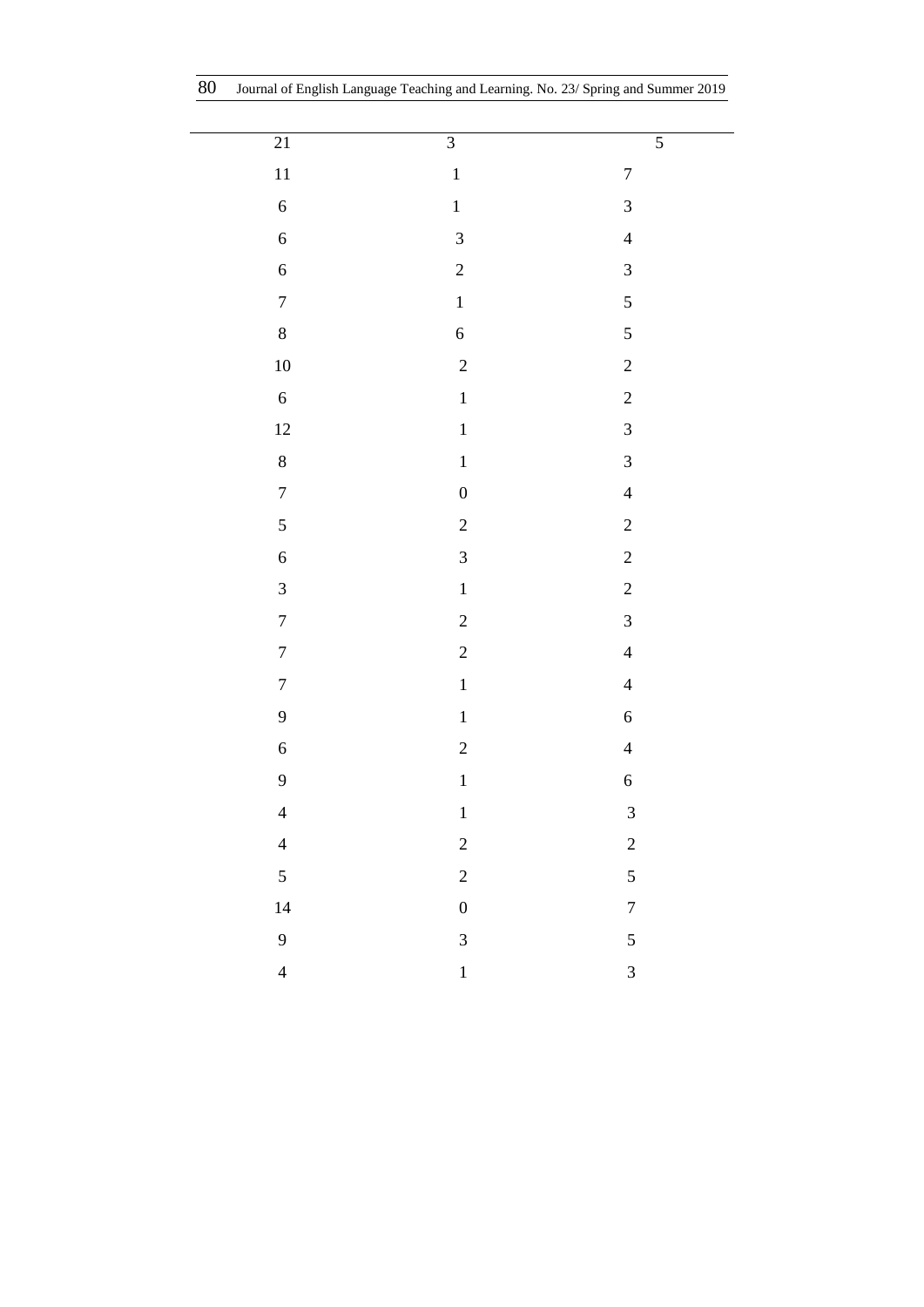| | | |
|---|---|---|
| 21 | 3 | 5 |
| 11 | 1 | 7 |
| 6 | 1 | 3 |
| 6 | 3 | 4 |
| 6 | 2 | 3 |
| 7 | 1 | 5 |
| 8 | 6 | 5 |
| 10 | 2 | 2 |
| 6 | 1 | 2 |
| 12 | 1 | 3 |
| 8 | 1 | 3 |
| 7 | 0 | 4 |
| 5 | 2 | 2 |
| 6 | 3 | 2 |
| 3 | 1 | 2 |
| 7 | 2 | 3 |
| 7 | 2 | 4 |
| 7 | 1 | 4 |
| 9 | 1 | 6 |
| 6 | 2 | 4 |
| 9 | 1 | 6 |
| 4 | 1 | 3 |
| 4 | 2 | 2 |
| 5 | 2 | 5 |
| 14 | 0 | 7 |
| 9 | 3 | 5 |
| 4 | 1 | 3 |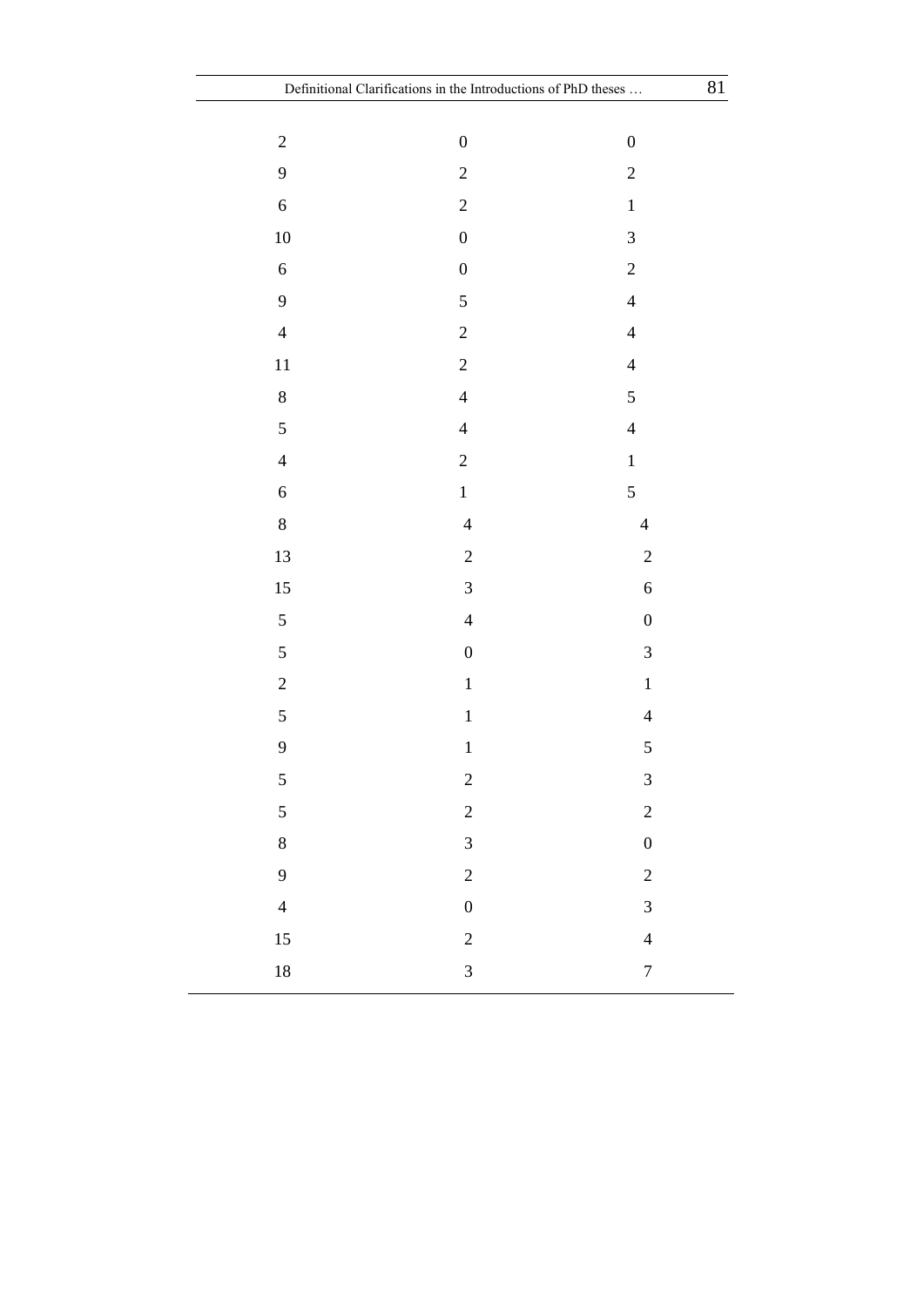| | | |
|---|---|---|
| 2 | 0 | 0 |
| 9 | 2 | 2 |
| 6 | 2 | 1 |
| 10 | 0 | 3 |
| 6 | 0 | 2 |
| 9 | 5 | 4 |
| 4 | 2 | 4 |
| 11 | 2 | 4 |
| 8 | 4 | 5 |
| 5 | 4 | 4 |
| 4 | 2 | 1 |
| 6 | 1 | 5 |
| 8 | 4 | 4 |
| 13 | 2 | 2 |
| 15 | 3 | 6 |
| 5 | 4 | 0 |
| 5 | 0 | 3 |
| 2 | 1 | 1 |
| 5 | 1 | 4 |
| 9 | 1 | 5 |
| 5 | 2 | 3 |
| 5 | 2 | 2 |
| 8 | 3 | 0 |
| 9 | 2 | 2 |
| 4 | 0 | 3 |
| 15 | 2 | 4 |
| 18 | 3 | 7 |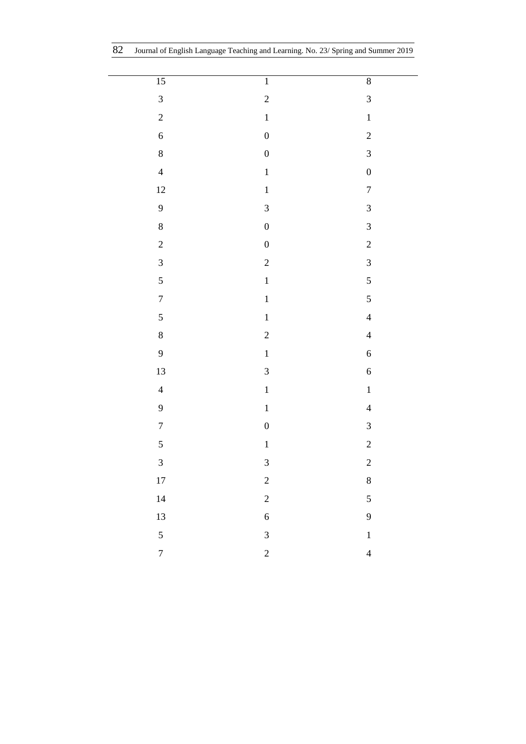| | | |
|---|---|---|
| 15 | 1 | 8 |
| 3 | 2 | 3 |
| 2 | 1 | 1 |
| 6 | 0 | 2 |
| 8 | 0 | 3 |
| 4 | 1 | 0 |
| 12 | 1 | 7 |
| 9 | 3 | 3 |
| 8 | 0 | 3 |
| 2 | 0 | 2 |
| 3 | 2 | 3 |
| 5 | 1 | 5 |
| 7 | 1 | 5 |
| 5 | 1 | 4 |
| 8 | 2 | 4 |
| 9 | 1 | 6 |
| 13 | 3 | 6 |
| 4 | 1 | 1 |
| 9 | 1 | 4 |
| 7 | 0 | 3 |
| 5 | 1 | 2 |
| 3 | 3 | 2 |
| 17 | 2 | 8 |
| 14 | 2 | 5 |
| 13 | 6 | 9 |
| 5 | 3 | 1 |
| 7 | 2 | 4 |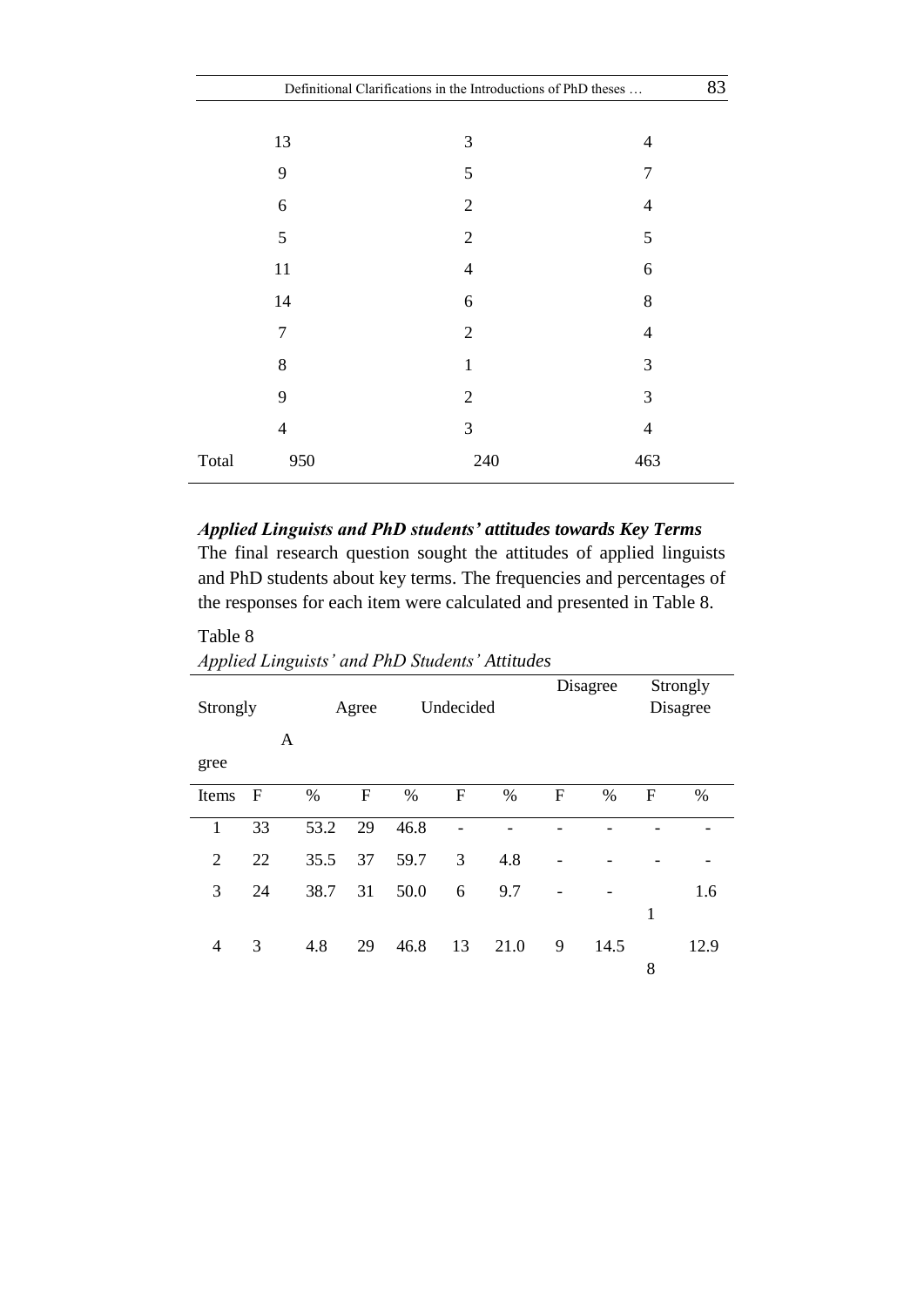| | | | |
|---|---|---|---|
| | 13 | 3 | 4 |
| | 9 | 5 | 7 |
| | 6 | 2 | 4 |
| | 5 | 2 | 5 |
| | 11 | 4 | 6 |
| | 14 | 6 | 8 |
| | 7 | 2 | 4 |
| | 8 | 1 | 3 |
| | 9 | 2 | 3 |
| | 4 | 3 | 4 |
| Total | 950 | 240 | 463 |

### *Applied Linguists and PhD students' attitudes towards Key Terms*

The final research question sought the attitudes of applied linguists and PhD students about key terms. The frequencies and percentages of the responses for each item were calculated and presented in Table 8.

Table 8

*Applied Linguists' and PhD Students' Attitudes*

| | Strongly Agree | | Agree | | Undecided | | Disagree | | Strongly Disagree | |
|---|---|---|---|---|---|---|---|---|---|---|
| Items | F | % | F | % | F | % | F | % | F | % |
| 1 | 33 | 53.2 | 29 | 46.8 | - | - | - | - | - | - |
| 2 | 22 | 35.5 | 37 | 59.7 | 3 | 4.8 | - | - | - | - |
| 3 | 24 | 38.7 | 31 | 50.0 | 6 | 9.7 | - | - | 1 | 1.6 |
| 4 | 3 | 4.8 | 29 | 46.8 | 13 | 21.0 | 9 | 14.5 | 8 | 12.9 |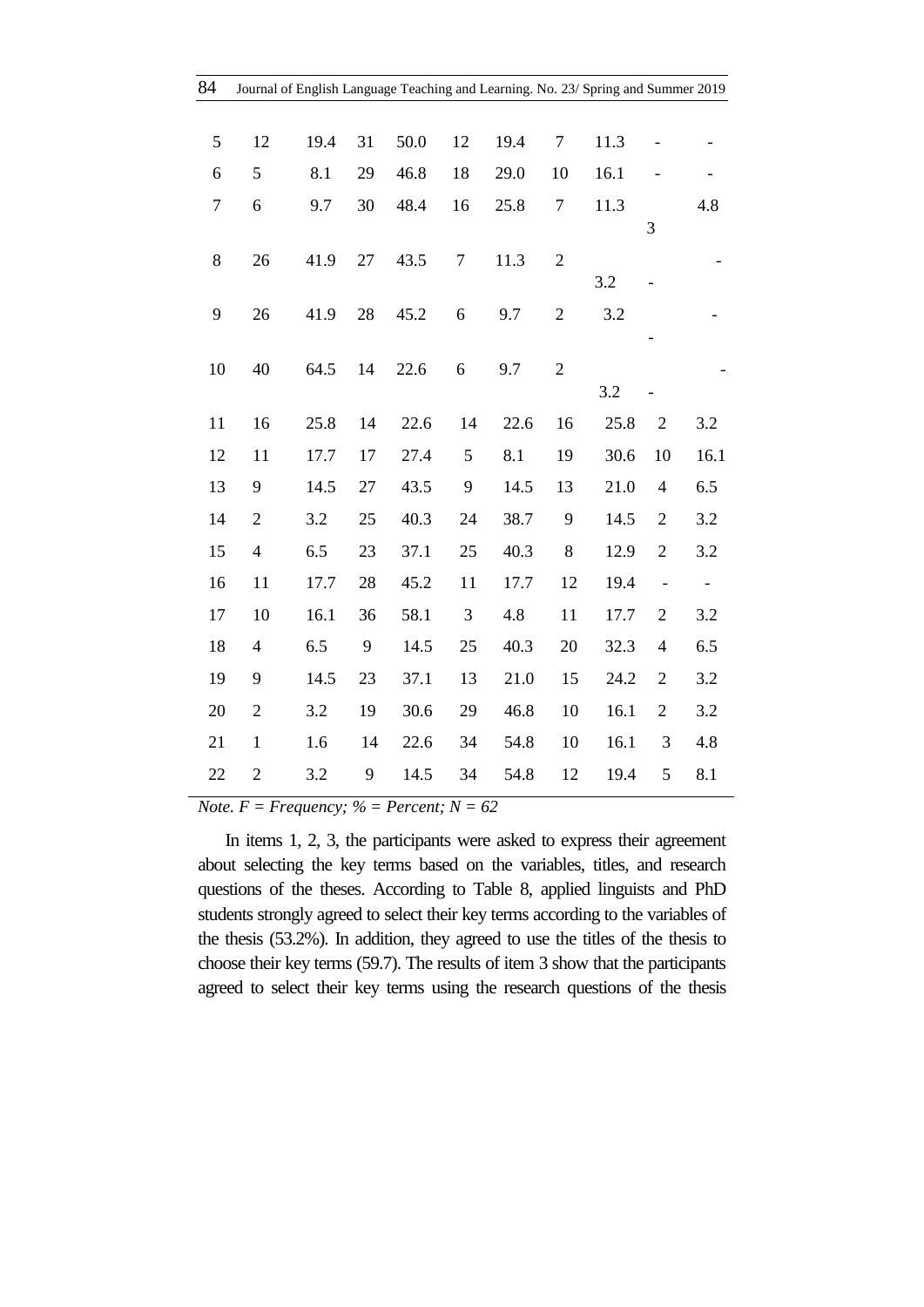| | | | | | | | | | | |
|---|---|---|---|---|---|---|---|---|---|---|
| 5 | 12 | 19.4 | 31 | 50.0 | 12 | 19.4 | 7 | 11.3 | - | - |
| 6 | 5 | 8.1 | 29 | 46.8 | 18 | 29.0 | 10 | 16.1 | - | - |
| 7 | 6 | 9.7 | 30 | 48.4 | 16 | 25.8 | 7 | 11.3 | 3 | 4.8 |
| 8 | 26 | 41.9 | 27 | 43.5 | 7 | 11.3 | 2 | 3.2 | - | - |
| 9 | 26 | 41.9 | 28 | 45.2 | 6 | 9.7 | 2 | 3.2 | - | - |
| 10 | 40 | 64.5 | 14 | 22.6 | 6 | 9.7 | 2 | 3.2 | - | - |
| 11 | 16 | 25.8 | 14 | 22.6 | 14 | 22.6 | 16 | 25.8 | 2 | 3.2 |
| 12 | 11 | 17.7 | 17 | 27.4 | 5 | 8.1 | 19 | 30.6 | 10 | 16.1 |
| 13 | 9 | 14.5 | 27 | 43.5 | 9 | 14.5 | 13 | 21.0 | 4 | 6.5 |
| 14 | 2 | 3.2 | 25 | 40.3 | 24 | 38.7 | 9 | 14.5 | 2 | 3.2 |
| 15 | 4 | 6.5 | 23 | 37.1 | 25 | 40.3 | 8 | 12.9 | 2 | 3.2 |
| 16 | 11 | 17.7 | 28 | 45.2 | 11 | 17.7 | 12 | 19.4 | - | - |
| 17 | 10 | 16.1 | 36 | 58.1 | 3 | 4.8 | 11 | 17.7 | 2 | 3.2 |
| 18 | 4 | 6.5 | 9 | 14.5 | 25 | 40.3 | 20 | 32.3 | 4 | 6.5 |
| 19 | 9 | 14.5 | 23 | 37.1 | 13 | 21.0 | 15 | 24.2 | 2 | 3.2 |
| 20 | 2 | 3.2 | 19 | 30.6 | 29 | 46.8 | 10 | 16.1 | 2 | 3.2 |
| 21 | 1 | 1.6 | 14 | 22.6 | 34 | 54.8 | 10 | 16.1 | 3 | 4.8 |
| 22 | 2 | 3.2 | 9 | 14.5 | 34 | 54.8 | 12 | 19.4 | 5 | 8.1 |

*Note. F = Frequency; % = Percent; N = 62*

In items 1, 2, 3, the participants were asked to express their agreement about selecting the key terms based on the variables, titles, and research questions of the theses. According to Table 8, applied linguists and PhD students strongly agreed to select their key terms according to the variables of the thesis (53.2%). In addition, they agreed to use the titles of the thesis to choose their key terms (59.7). The results of item 3 show that the participants agreed to select their key terms using the research questions of the thesis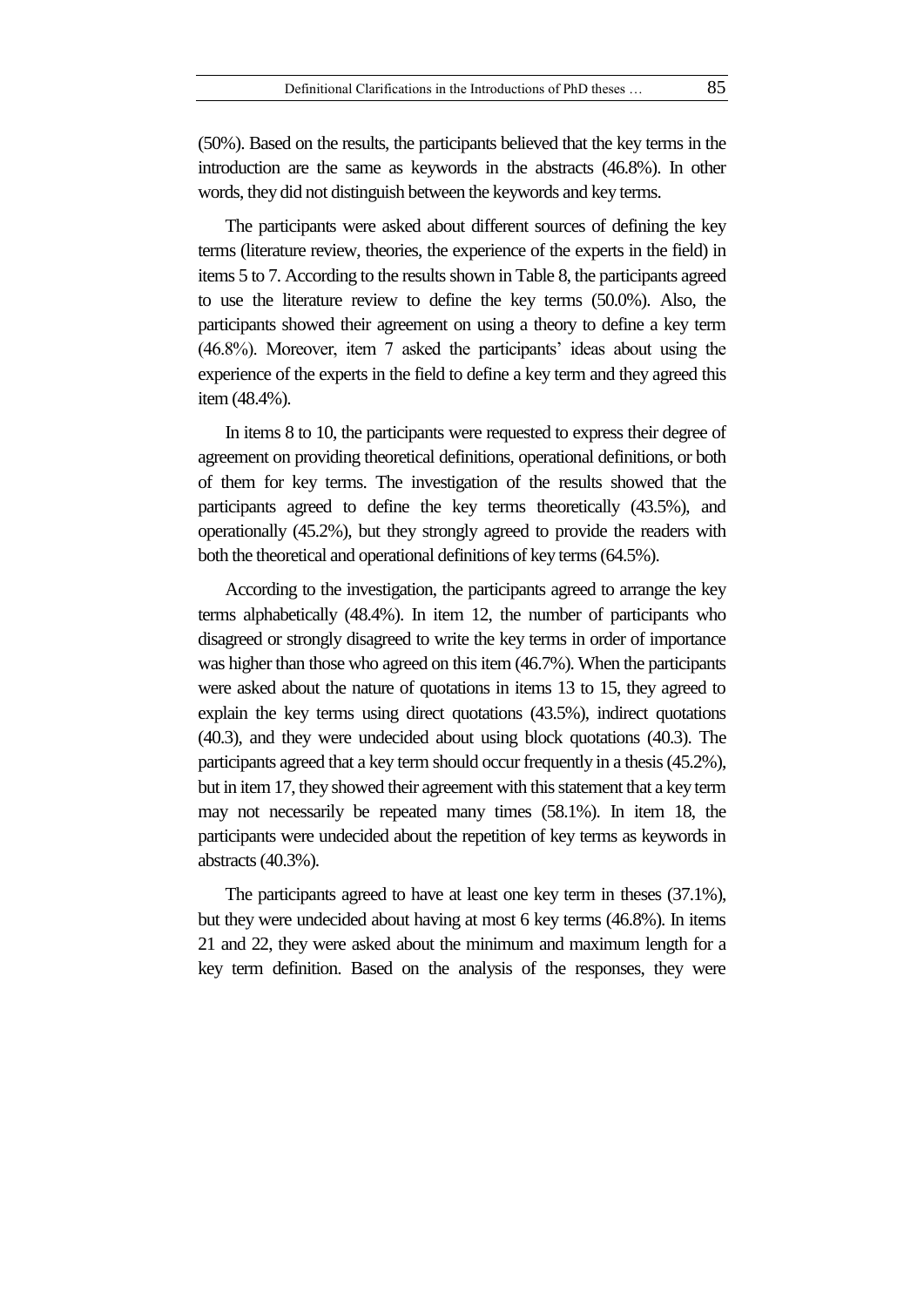(50%). Based on the results, the participants believed that the key terms in the introduction are the same as keywords in the abstracts (46.8%). In other words, they did not distinguish between the keywords and key terms.

The participants were asked about different sources of defining the key terms (literature review, theories, the experience of the experts in the field) in items 5 to 7. According to the results shown in Table 8, the participants agreed to use the literature review to define the key terms (50.0%). Also, the participants showed their agreement on using a theory to define a key term (46.8%). Moreover, item 7 asked the participants' ideas about using the experience of the experts in the field to define a key term and they agreed this item (48.4%).

In items 8 to 10, the participants were requested to express their degree of agreement on providing theoretical definitions, operational definitions, or both of them for key terms. The investigation of the results showed that the participants agreed to define the key terms theoretically (43.5%), and operationally (45.2%), but they strongly agreed to provide the readers with both the theoretical and operational definitions of key terms (64.5%).

According to the investigation, the participants agreed to arrange the key terms alphabetically (48.4%). In item 12, the number of participants who disagreed or strongly disagreed to write the key terms in order of importance was higher than those who agreed on this item (46.7%). When the participants were asked about the nature of quotations in items 13 to 15, they agreed to explain the key terms using direct quotations (43.5%), indirect quotations (40.3), and they were undecided about using block quotations (40.3). The participants agreed that a key term should occur frequently in a thesis (45.2%), but in item 17, they showed their agreement with this statement that a key term may not necessarily be repeated many times (58.1%). In item 18, the participants were undecided about the repetition of key terms as keywords in abstracts (40.3%).

The participants agreed to have at least one key term in theses (37.1%), but they were undecided about having at most 6 key terms (46.8%). In items 21 and 22, they were asked about the minimum and maximum length for a key term definition. Based on the analysis of the responses, they were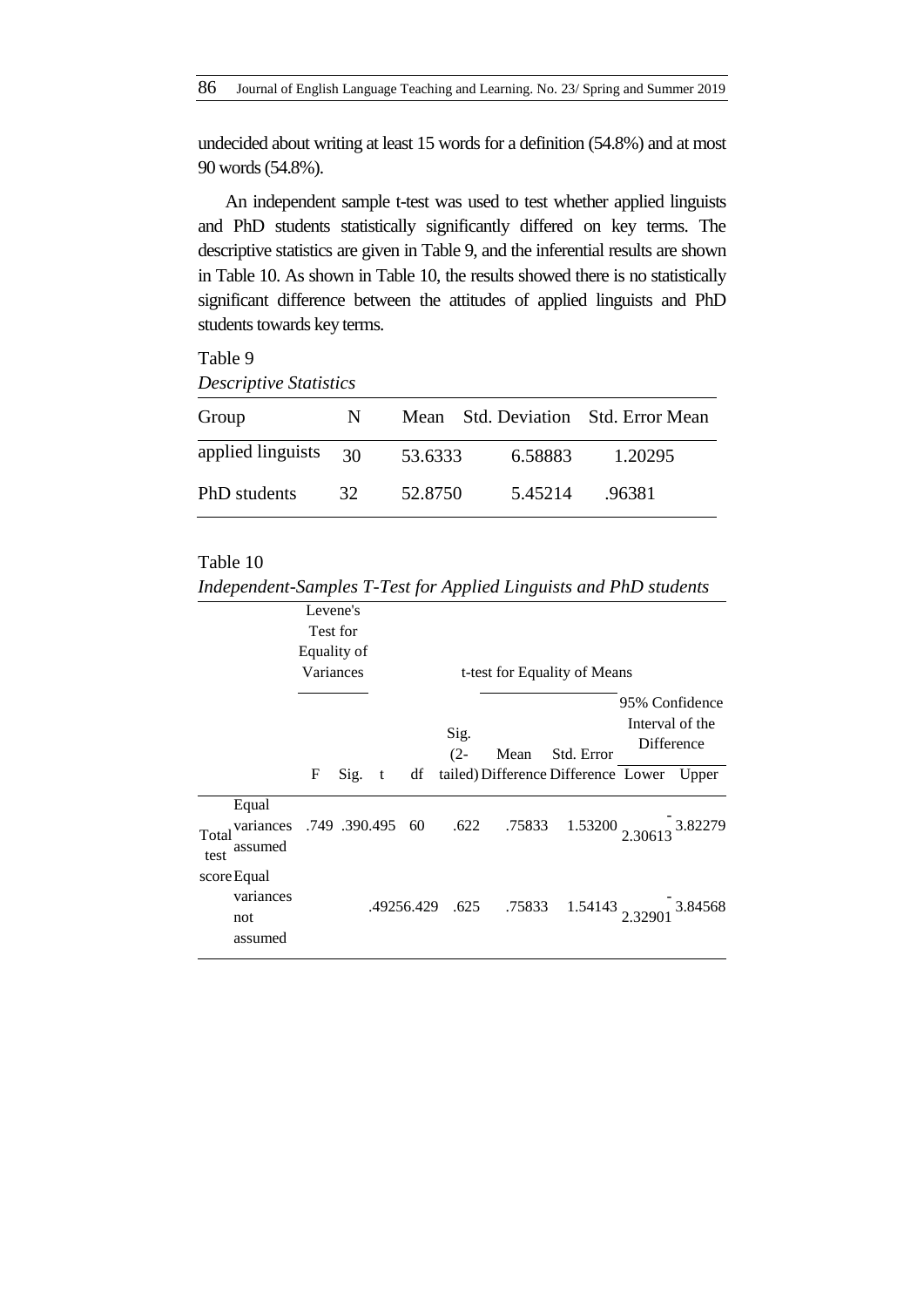undecided about writing at least 15 words for a definition (54.8%) and at most 90 words (54.8%).

An independent sample t-test was used to test whether applied linguists and PhD students statistically significantly differed on key terms. The descriptive statistics are given in Table 9, and the inferential results are shown in Table 10. As shown in Table 10, the results showed there is no statistically significant difference between the attitudes of applied linguists and PhD students towards key terms.

Table 9

*Descriptive Statistics*

| Group | N | Mean | Std. Deviation | Std. Error Mean |
|---|---|---|---|---|
| applied linguists | 30 | 53.6333 | 6.58883 | 1.20295 |
| PhD students | 32 | 52.8750 | 5.45214 | .96381 |

Table 10

*Independent-Samples T-Test for Applied Linguists and PhD students*

| | | Levene's Test for Equality of Variances | | t-test for Equality of Means | | | | | | |
|---|---|---|---|---|---|---|---|---|---|---|
| | | | | | | | | | 95% Confidence Interval of the Difference | |
| | | F | Sig. | t | df | Sig. (2-tailed) | Mean Difference | Std. Error Difference | Lower | Upper |
| Total test score | Equal variances assumed | .749 | .390 | .495 | 60 | .622 | .75833 | 1.53200 | -2.30613 | 3.82279 |
| | Equal variances not assumed | | | .492 | 56.429 | .625 | .75833 | 1.54143 | -2.32901 | 3.84568 |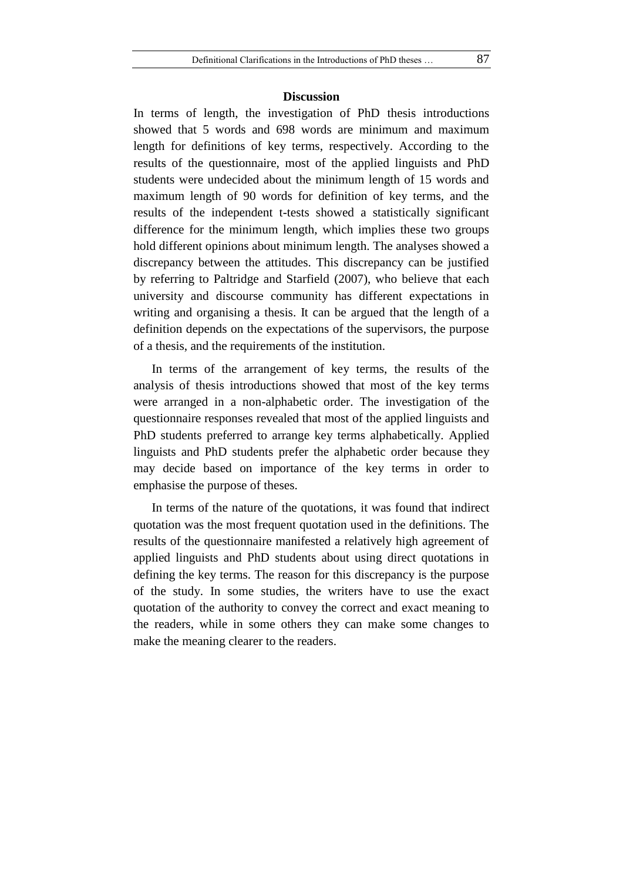## Discussion

In terms of length, the investigation of PhD thesis introductions showed that 5 words and 698 words are minimum and maximum length for definitions of key terms, respectively. According to the results of the questionnaire, most of the applied linguists and PhD students were undecided about the minimum length of 15 words and maximum length of 90 words for definition of key terms, and the results of the independent t-tests showed a statistically significant difference for the minimum length, which implies these two groups hold different opinions about minimum length. The analyses showed a discrepancy between the attitudes. This discrepancy can be justified by referring to Paltridge and Starfield (2007), who believe that each university and discourse community has different expectations in writing and organising a thesis. It can be argued that the length of a definition depends on the expectations of the supervisors, the purpose of a thesis, and the requirements of the institution.

In terms of the arrangement of key terms, the results of the analysis of thesis introductions showed that most of the key terms were arranged in a non-alphabetic order. The investigation of the questionnaire responses revealed that most of the applied linguists and PhD students preferred to arrange key terms alphabetically. Applied linguists and PhD students prefer the alphabetic order because they may decide based on importance of the key terms in order to emphasise the purpose of theses.

In terms of the nature of the quotations, it was found that indirect quotation was the most frequent quotation used in the definitions. The results of the questionnaire manifested a relatively high agreement of applied linguists and PhD students about using direct quotations in defining the key terms. The reason for this discrepancy is the purpose of the study. In some studies, the writers have to use the exact quotation of the authority to convey the correct and exact meaning to the readers, while in some others they can make some changes to make the meaning clearer to the readers.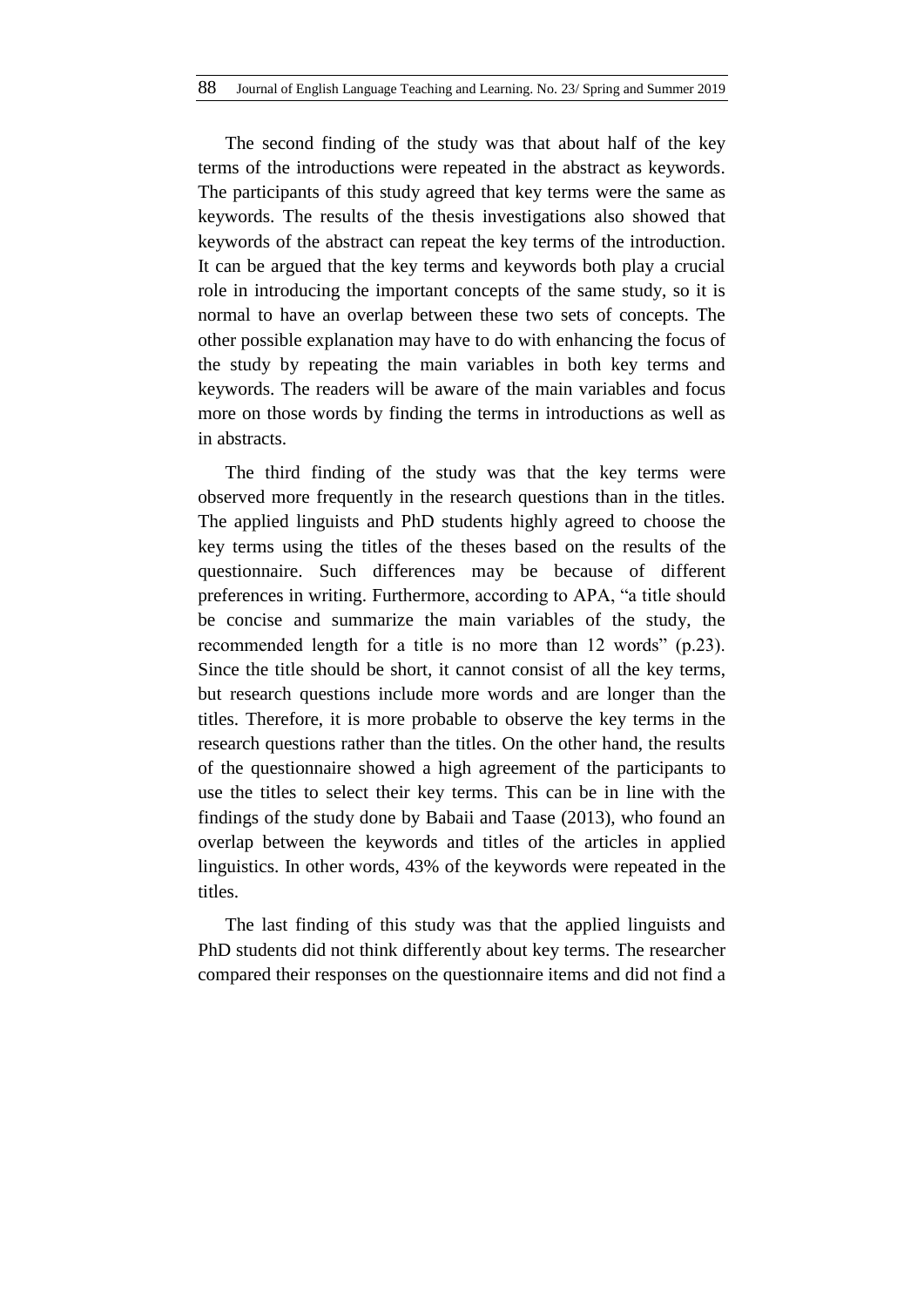The second finding of the study was that about half of the key terms of the introductions were repeated in the abstract as keywords. The participants of this study agreed that key terms were the same as keywords. The results of the thesis investigations also showed that keywords of the abstract can repeat the key terms of the introduction. It can be argued that the key terms and keywords both play a crucial role in introducing the important concepts of the same study, so it is normal to have an overlap between these two sets of concepts. The other possible explanation may have to do with enhancing the focus of the study by repeating the main variables in both key terms and keywords. The readers will be aware of the main variables and focus more on those words by finding the terms in introductions as well as in abstracts.

The third finding of the study was that the key terms were observed more frequently in the research questions than in the titles. The applied linguists and PhD students highly agreed to choose the key terms using the titles of the theses based on the results of the questionnaire. Such differences may be because of different preferences in writing. Furthermore, according to APA, "a title should be concise and summarize the main variables of the study, the recommended length for a title is no more than 12 words" (p.23). Since the title should be short, it cannot consist of all the key terms, but research questions include more words and are longer than the titles. Therefore, it is more probable to observe the key terms in the research questions rather than the titles. On the other hand, the results of the questionnaire showed a high agreement of the participants to use the titles to select their key terms. This can be in line with the findings of the study done by Babaii and Taase (2013), who found an overlap between the keywords and titles of the articles in applied linguistics. In other words, 43% of the keywords were repeated in the titles.

The last finding of this study was that the applied linguists and PhD students did not think differently about key terms. The researcher compared their responses on the questionnaire items and did not find a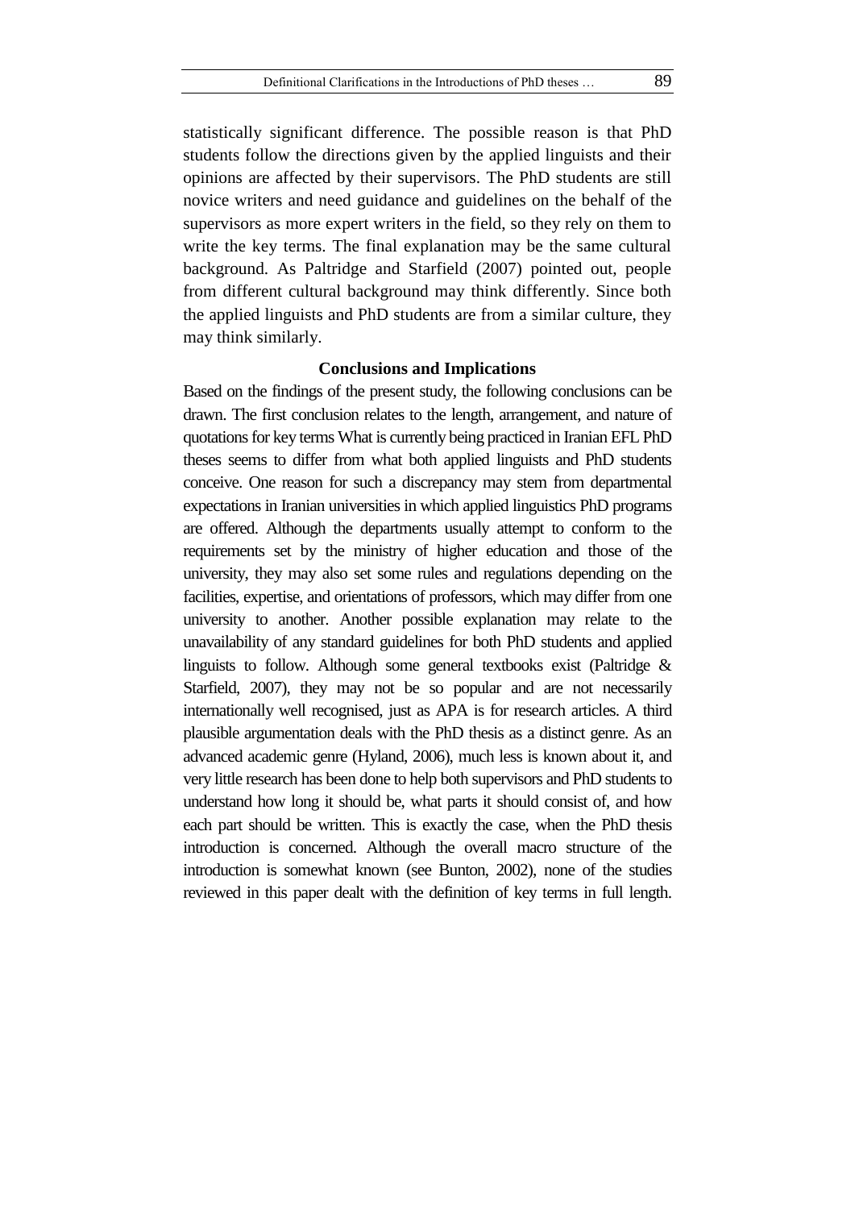statistically significant difference. The possible reason is that PhD students follow the directions given by the applied linguists and their opinions are affected by their supervisors. The PhD students are still novice writers and need guidance and guidelines on the behalf of the supervisors as more expert writers in the field, so they rely on them to write the key terms. The final explanation may be the same cultural background. As Paltridge and Starfield (2007) pointed out, people from different cultural background may think differently. Since both the applied linguists and PhD students are from a similar culture, they may think similarly.

## Conclusions and Implications

Based on the findings of the present study, the following conclusions can be drawn. The first conclusion relates to the length, arrangement, and nature of quotations for key terms What is currently being practiced in Iranian EFL PhD theses seems to differ from what both applied linguists and PhD students conceive. One reason for such a discrepancy may stem from departmental expectations in Iranian universities in which applied linguistics PhD programs are offered. Although the departments usually attempt to conform to the requirements set by the ministry of higher education and those of the university, they may also set some rules and regulations depending on the facilities, expertise, and orientations of professors, which may differ from one university to another. Another possible explanation may relate to the unavailability of any standard guidelines for both PhD students and applied linguists to follow. Although some general textbooks exist (Paltridge & Starfield, 2007), they may not be so popular and are not necessarily internationally well recognised, just as APA is for research articles. A third plausible argumentation deals with the PhD thesis as a distinct genre. As an advanced academic genre (Hyland, 2006), much less is known about it, and very little research has been done to help both supervisors and PhD students to understand how long it should be, what parts it should consist of, and how each part should be written. This is exactly the case, when the PhD thesis introduction is concerned. Although the overall macro structure of the introduction is somewhat known (see Bunton, 2002), none of the studies reviewed in this paper dealt with the definition of key terms in full length.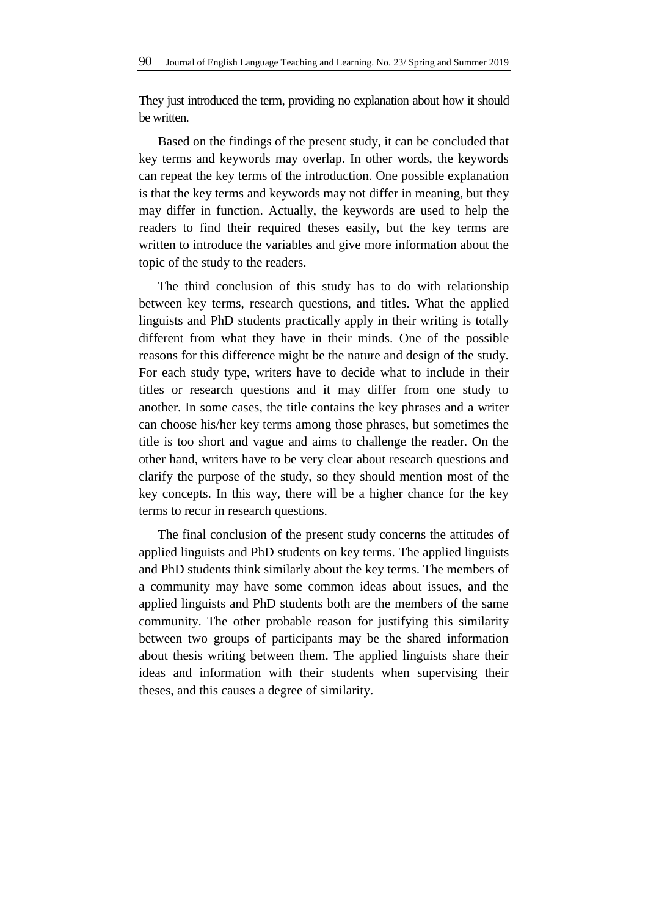They just introduced the term, providing no explanation about how it should be written.

Based on the findings of the present study, it can be concluded that key terms and keywords may overlap. In other words, the keywords can repeat the key terms of the introduction. One possible explanation is that the key terms and keywords may not differ in meaning, but they may differ in function. Actually, the keywords are used to help the readers to find their required theses easily, but the key terms are written to introduce the variables and give more information about the topic of the study to the readers.

The third conclusion of this study has to do with relationship between key terms, research questions, and titles. What the applied linguists and PhD students practically apply in their writing is totally different from what they have in their minds. One of the possible reasons for this difference might be the nature and design of the study. For each study type, writers have to decide what to include in their titles or research questions and it may differ from one study to another. In some cases, the title contains the key phrases and a writer can choose his/her key terms among those phrases, but sometimes the title is too short and vague and aims to challenge the reader. On the other hand, writers have to be very clear about research questions and clarify the purpose of the study, so they should mention most of the key concepts. In this way, there will be a higher chance for the key terms to recur in research questions.

The final conclusion of the present study concerns the attitudes of applied linguists and PhD students on key terms. The applied linguists and PhD students think similarly about the key terms. The members of a community may have some common ideas about issues, and the applied linguists and PhD students both are the members of the same community. The other probable reason for justifying this similarity between two groups of participants may be the shared information about thesis writing between them. The applied linguists share their ideas and information with their students when supervising their theses, and this causes a degree of similarity.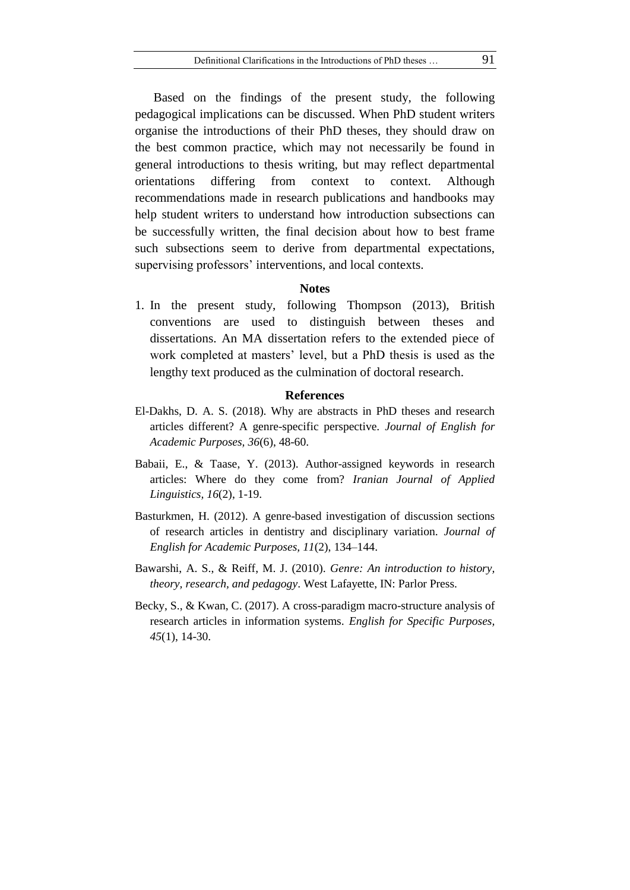Based on the findings of the present study, the following pedagogical implications can be discussed. When PhD student writers organise the introductions of their PhD theses, they should draw on the best common practice, which may not necessarily be found in general introductions to thesis writing, but may reflect departmental orientations differing from context to context. Although recommendations made in research publications and handbooks may help student writers to understand how introduction subsections can be successfully written, the final decision about how to best frame such subsections seem to derive from departmental expectations, supervising professors' interventions, and local contexts.

## Notes

1. In the present study, following Thompson (2013), British conventions are used to distinguish between theses and dissertations. An MA dissertation refers to the extended piece of work completed at masters' level, but a PhD thesis is used as the lengthy text produced as the culmination of doctoral research.

## References

El-Dakhs, D. A. S. (2018). Why are abstracts in PhD theses and research articles different? A genre-specific perspective. *Journal of English for Academic Purposes, 36*(6), 48-60.

Babaii, E., & Taase, Y. (2013). Author-assigned keywords in research articles: Where do they come from? *Iranian Journal of Applied Linguistics, 16*(2), 1-19.

Basturkmen, H. (2012). A genre-based investigation of discussion sections of research articles in dentistry and disciplinary variation. *Journal of English for Academic Purposes, 11*(2), 134–144.

Bawarshi, A. S., & Reiff, M. J. (2010). *Genre: An introduction to history, theory, research, and pedagogy*. West Lafayette, IN: Parlor Press.

Becky, S., & Kwan, C. (2017). A cross-paradigm macro-structure analysis of research articles in information systems. *English for Specific Purposes, 45*(1), 14-30.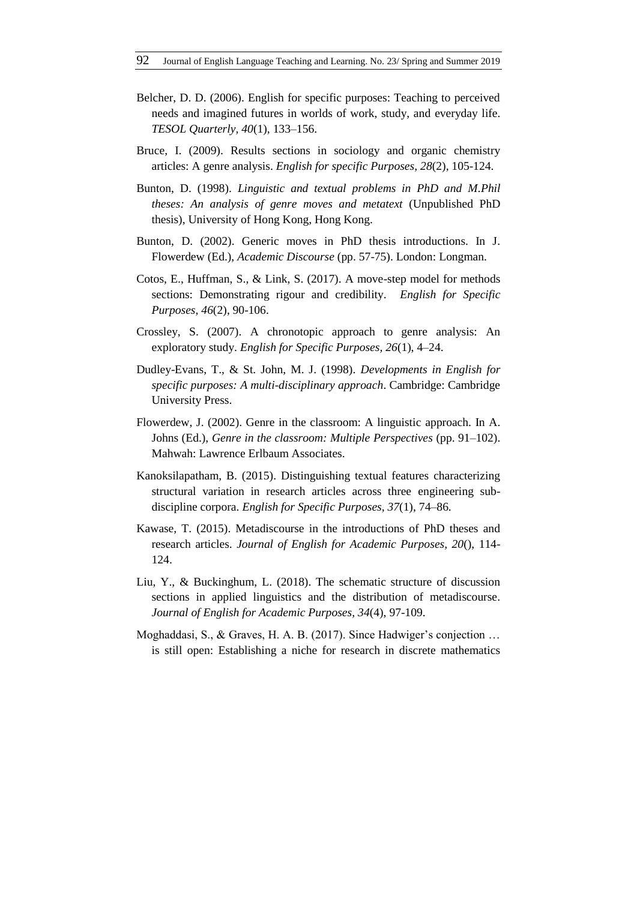Belcher, D. D. (2006). English for specific purposes: Teaching to perceived needs and imagined futures in worlds of work, study, and everyday life. *TESOL Quarterly, 40*(1), 133–156.

Bruce, I. (2009). Results sections in sociology and organic chemistry articles: A genre analysis. *English for specific Purposes, 28*(2), 105-124.

Bunton, D. (1998). *Linguistic and textual problems in PhD and M.Phil theses: An analysis of genre moves and metatext* (Unpublished PhD thesis), University of Hong Kong, Hong Kong.

Bunton, D. (2002). Generic moves in PhD thesis introductions. In J. Flowerdew (Ed.), *Academic Discourse* (pp. 57-75). London: Longman.

Cotos, E., Huffman, S., & Link, S. (2017). A move-step model for methods sections: Demonstrating rigour and credibility. *English for Specific Purposes, 46*(2), 90-106.

Crossley, S. (2007). A chronotopic approach to genre analysis: An exploratory study. *English for Specific Purposes, 26*(1), 4–24.

Dudley-Evans, T., & St. John, M. J. (1998). *Developments in English for specific purposes: A multi-disciplinary approach*. Cambridge: Cambridge University Press.

Flowerdew, J. (2002). Genre in the classroom: A linguistic approach. In A. Johns (Ed.), *Genre in the classroom: Multiple Perspectives* (pp. 91–102). Mahwah: Lawrence Erlbaum Associates.

Kanoksilapatham, B. (2015). Distinguishing textual features characterizing structural variation in research articles across three engineering sub-discipline corpora. *English for Specific Purposes, 37*(1), 74–86.

Kawase, T. (2015). Metadiscourse in the introductions of PhD theses and research articles. *Journal of English for Academic Purposes, 20*(), 114-124.

Liu, Y., & Buckinghum, L. (2018). The schematic structure of discussion sections in applied linguistics and the distribution of metadiscourse. *Journal of English for Academic Purposes, 34*(4), 97-109.

Moghaddasi, S., & Graves, H. A. B. (2017). Since Hadwiger's conjection … is still open: Establishing a niche for research in discrete mathematics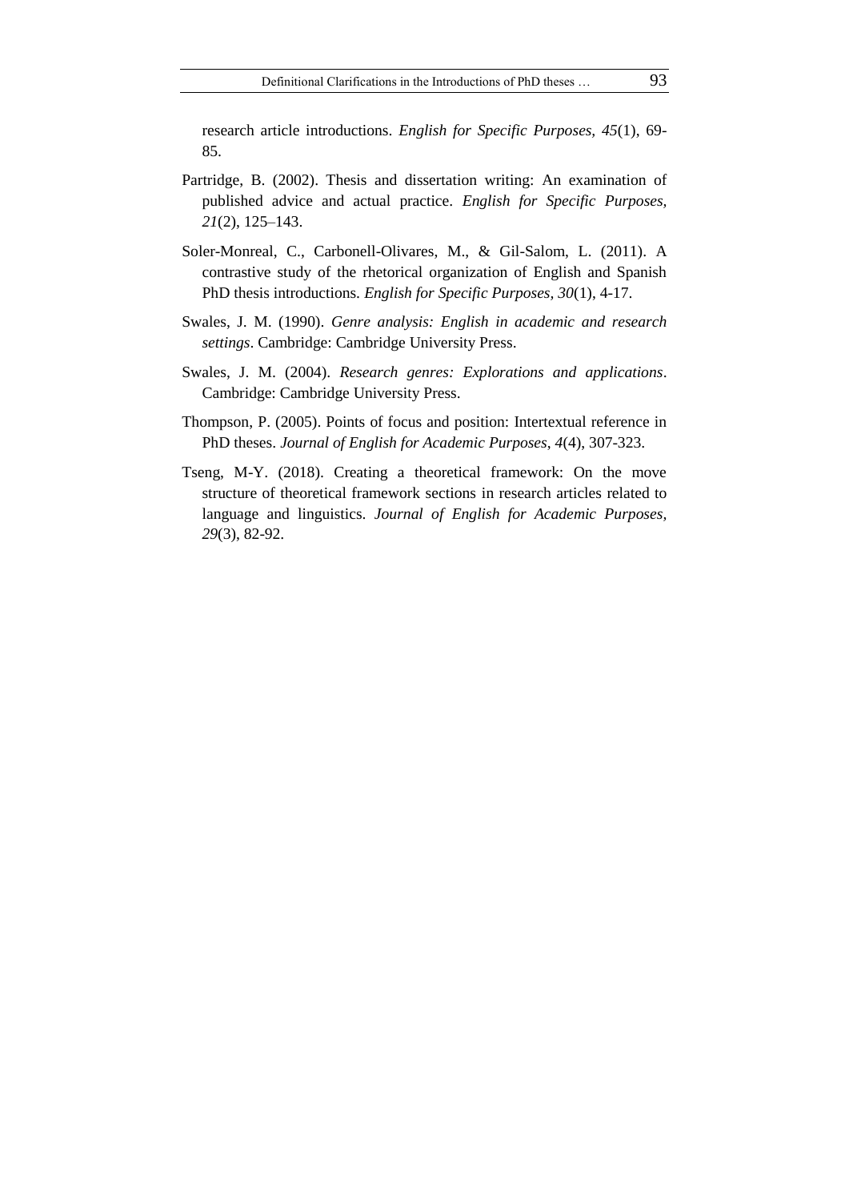research article introductions. *English for Specific Purposes, 45*(1), 69-85.

Partridge, B. (2002). Thesis and dissertation writing: An examination of published advice and actual practice. *English for Specific Purposes, 21*(2), 125–143.

Soler-Monreal, C., Carbonell-Olivares, M., & Gil-Salom, L. (2011). A contrastive study of the rhetorical organization of English and Spanish PhD thesis introductions. *English for Specific Purposes, 30*(1), 4-17.

Swales, J. M. (1990). *Genre analysis: English in academic and research settings*. Cambridge: Cambridge University Press.

Swales, J. M. (2004). *Research genres: Explorations and applications*. Cambridge: Cambridge University Press.

Thompson, P. (2005). Points of focus and position: Intertextual reference in PhD theses. *Journal of English for Academic Purposes, 4*(4), 307-323.

Tseng, M-Y. (2018). Creating a theoretical framework: On the move structure of theoretical framework sections in research articles related to language and linguistics. *Journal of English for Academic Purposes, 29*(3), 82-92.